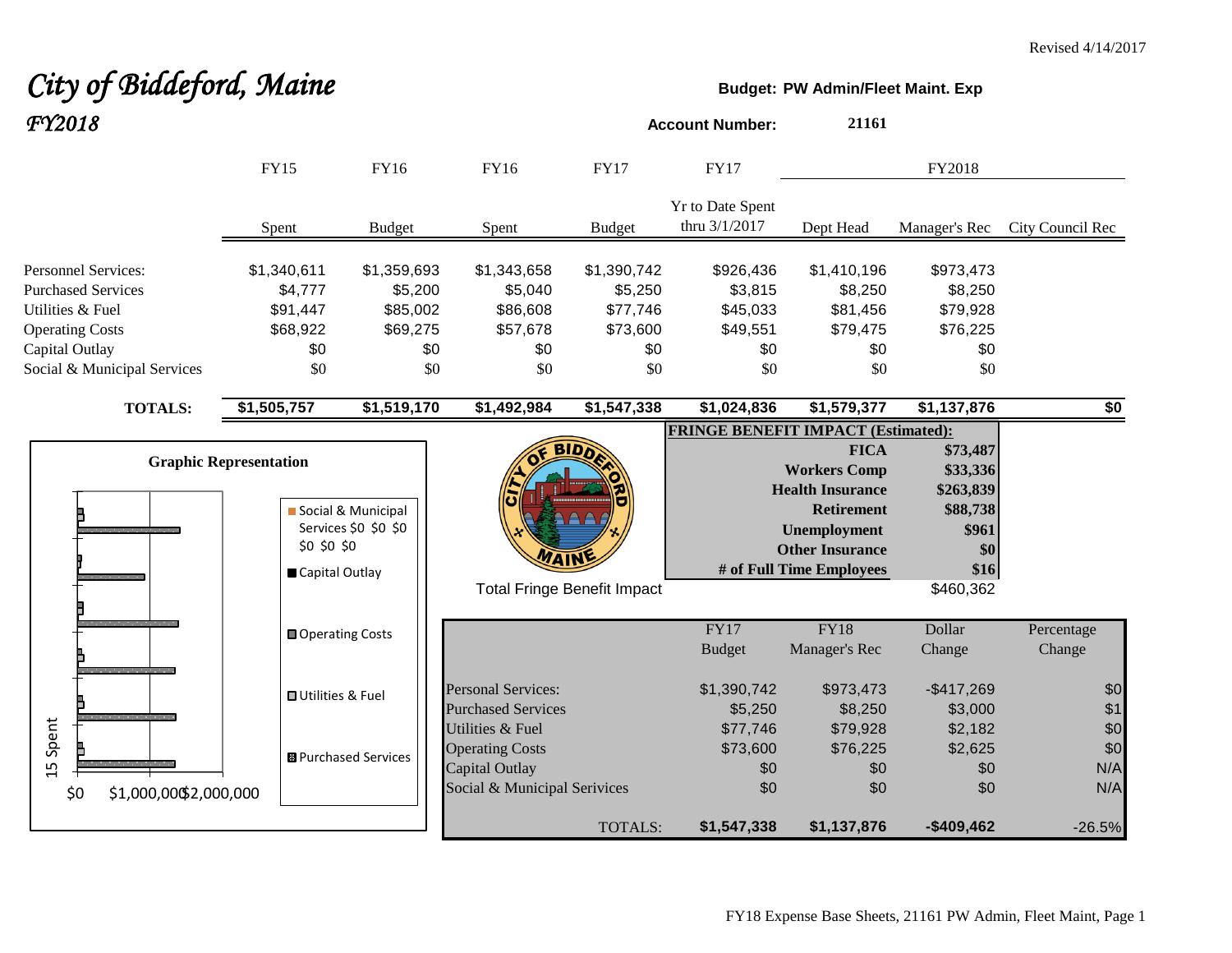Revised 4/14/2017

# *City of Biddeford, Maine*

## *FY2018*

**Budget: PW Admin/Fleet Maint. Exp**

**Account Number:** **21161**

| | FY15 | FY16 | FY16 | FY17 | FY17 | FY2018 | | |
|---|---|---|---|---|---|---|---|---|
| | Spent | Budget | Spent | Budget | Yr to Date Spent thru 3/1/2017 | Dept Head | Manager's Rec | City Council Rec |
| Personnel Services: | $1,340,611 | $1,359,693 | $1,343,658 | $1,390,742 | $926,436 | $1,410,196 | $973,473 | |
| Purchased Services | $4,777 | $5,200 | $5,040 | $5,250 | $3,815 | $8,250 | $8,250 | |
| Utilities & Fuel | $91,447 | $85,002 | $86,608 | $77,746 | $45,033 | $81,456 | $79,928 | |
| Operating Costs | $68,922 | $69,275 | $57,678 | $73,600 | $49,551 | $79,475 | $76,225 | |
| Capital Outlay | $0 | $0 | $0 | $0 | $0 | $0 | $0 | |
| Social & Municipal Services | $0 | $0 | $0 | $0 | $0 | $0 | $0 | |
| **TOTALS:** | **$1,505,757** | **$1,519,170** | **$1,492,984** | **$1,547,338** | **$1,024,836** | **$1,579,377** | **$1,137,876** | **$0** |

**FRINGE BENEFIT IMPACT (Estimated):**

| | |
|---|---|
| **FICA** | **$73,487** |
| **Workers Comp** | **$33,336** |
| **Health Insurance** | **$263,839** |
| **Retirement** | **$88,738** |
| **Unemployment** | **$961** |
| **Other Insurance** | **$0** |
| **# of Full Time Employees** | **$16** |
| Total Fringe Benefit Impact | $460,362 |

**Graphic Representation**

| | FY17 Budget | FY18 Manager's Rec | Dollar Change | Percentage Change |
|---|---|---|---|---|
| Personal Services: | $1,390,742 | $973,473 | -$417,269 | $0 |
| Purchased Services | $5,250 | $8,250 | $3,000 | $1 |
| Utilities & Fuel | $77,746 | $79,928 | $2,182 | $0 |
| Operating Costs | $73,600 | $76,225 | $2,625 | $0 |
| Capital Outlay | $0 | $0 | $0 | N/A |
| Social & Municipal Services | $0 | $0 | $0 | N/A |
| TOTALS: | **$1,547,338** | **$1,137,876** | **-$409,462** | -26.5% |

FY18 Expense Base Sheets, 21161 PW Admin, Fleet Maint, Page 1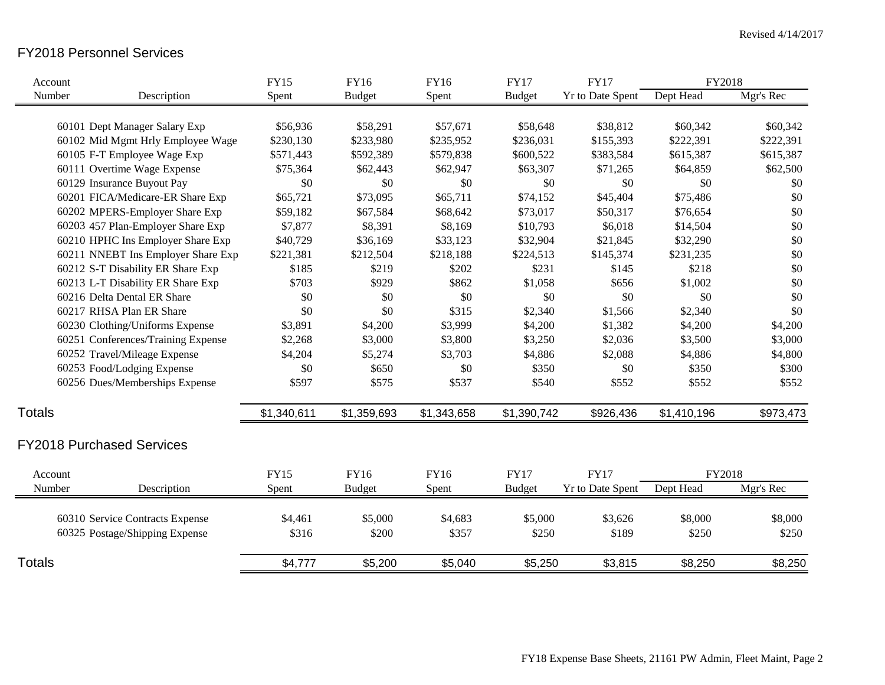Revised 4/14/2017

## FY2018 Personnel Services

| Account Number | Description | FY15 Spent | FY16 Budget | FY16 Spent | FY17 Budget | FY17 Yr to Date Spent | FY2018 Dept Head | FY2018 Mgr's Rec |
|---|---|---|---|---|---|---|---|---|
| 60101 | Dept Manager Salary Exp | $56,936 | $58,291 | $57,671 | $58,648 | $38,812 | $60,342 | $60,342 |
| 60102 | Mid Mgmt Hrly Employee Wage | $230,130 | $233,980 | $235,952 | $236,031 | $155,393 | $222,391 | $222,391 |
| 60105 | F-T Employee Wage Exp | $571,443 | $592,389 | $579,838 | $600,522 | $383,584 | $615,387 | $615,387 |
| 60111 | Overtime Wage Expense | $75,364 | $62,443 | $62,947 | $63,307 | $71,265 | $64,859 | $62,500 |
| 60129 | Insurance Buyout Pay | $0 | $0 | $0 | $0 | $0 | $0 | $0 |
| 60201 | FICA/Medicare-ER Share Exp | $65,721 | $73,095 | $65,711 | $74,152 | $45,404 | $75,486 | $0 |
| 60202 | MPERS-Employer Share Exp | $59,182 | $67,584 | $68,642 | $73,017 | $50,317 | $76,654 | $0 |
| 60203 | 457 Plan-Employer Share Exp | $7,877 | $8,391 | $8,169 | $10,793 | $6,018 | $14,504 | $0 |
| 60210 | HPHC Ins Employer Share Exp | $40,729 | $36,169 | $33,123 | $32,904 | $21,845 | $32,290 | $0 |
| 60211 | NNEBT Ins Employer Share Exp | $221,381 | $212,504 | $218,188 | $224,513 | $145,374 | $231,235 | $0 |
| 60212 | S-T Disability ER Share Exp | $185 | $219 | $202 | $231 | $145 | $218 | $0 |
| 60213 | L-T Disability ER Share Exp | $703 | $929 | $862 | $1,058 | $656 | $1,002 | $0 |
| 60216 | Delta Dental ER Share | $0 | $0 | $0 | $0 | $0 | $0 | $0 |
| 60217 | RHSA Plan ER Share | $0 | $0 | $315 | $2,340 | $1,566 | $2,340 | $0 |
| 60230 | Clothing/Uniforms Expense | $3,891 | $4,200 | $3,999 | $4,200 | $1,382 | $4,200 | $4,200 |
| 60251 | Conferences/Training Expense | $2,268 | $3,000 | $3,800 | $3,250 | $2,036 | $3,500 | $3,000 |
| 60252 | Travel/Mileage Expense | $4,204 | $5,274 | $3,703 | $4,886 | $2,088 | $4,886 | $4,800 |
| 60253 | Food/Lodging Expense | $0 | $650 | $0 | $350 | $0 | $350 | $300 |
| 60256 | Dues/Memberships Expense | $597 | $575 | $537 | $540 | $552 | $552 | $552 |
| **Totals** | | $1,340,611 | $1,359,693 | $1,343,658 | $1,390,742 | $926,436 | $1,410,196 | $973,473 |

## FY2018 Purchased Services

| Account Number | Description | FY15 Spent | FY16 Budget | FY16 Spent | FY17 Budget | FY17 Yr to Date Spent | FY2018 Dept Head | FY2018 Mgr's Rec |
|---|---|---|---|---|---|---|---|---|
| 60310 | Service Contracts Expense | $4,461 | $5,000 | $4,683 | $5,000 | $3,626 | $8,000 | $8,000 |
| 60325 | Postage/Shipping Expense | $316 | $200 | $357 | $250 | $189 | $250 | $250 |
| **Totals** | | $4,777 | $5,200 | $5,040 | $5,250 | $3,815 | $8,250 | $8,250 |

FY18 Expense Base Sheets, 21161 PW Admin, Fleet Maint, Page 2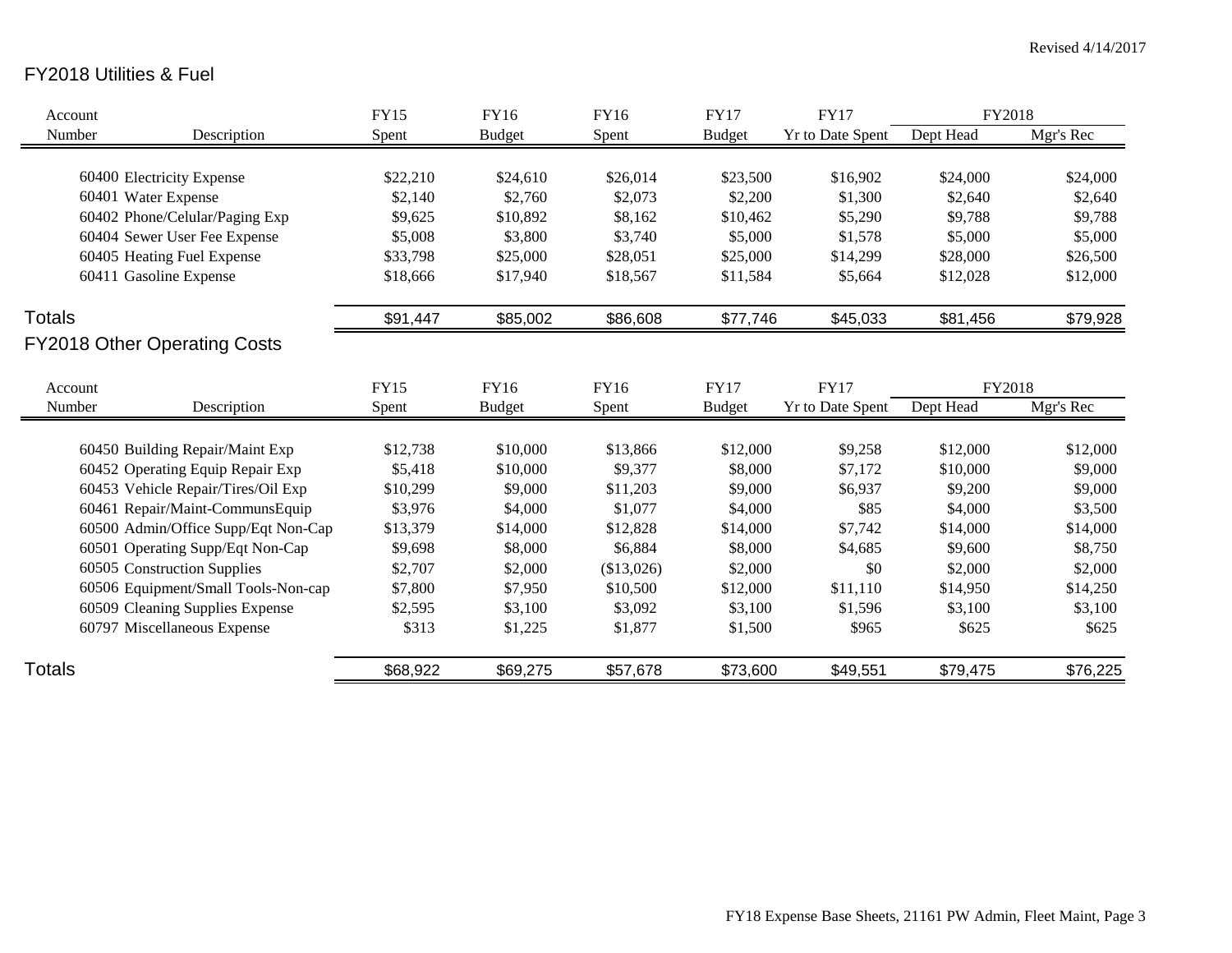Revised 4/14/2017

## FY2018 Utilities & Fuel

| Account Number | Description | FY15 Spent | FY16 Budget | FY16 Spent | FY17 Budget | FY17 Yr to Date Spent | FY2018 Dept Head | FY2018 Mgr's Rec |
|---|---|---|---|---|---|---|---|---|
| 60400 | Electricity Expense | $22,210 | $24,610 | $26,014 | $23,500 | $16,902 | $24,000 | $24,000 |
| 60401 | Water Expense | $2,140 | $2,760 | $2,073 | $2,200 | $1,300 | $2,640 | $2,640 |
| 60402 | Phone/Celular/Paging Exp | $9,625 | $10,892 | $8,162 | $10,462 | $5,290 | $9,788 | $9,788 |
| 60404 | Sewer User Fee Expense | $5,008 | $3,800 | $3,740 | $5,000 | $1,578 | $5,000 | $5,000 |
| 60405 | Heating Fuel Expense | $33,798 | $25,000 | $28,051 | $25,000 | $14,299 | $28,000 | $26,500 |
| 60411 | Gasoline Expense | $18,666 | $17,940 | $18,567 | $11,584 | $5,664 | $12,028 | $12,000 |
| Totals | | $91,447 | $85,002 | $86,608 | $77,746 | $45,033 | $81,456 | $79,928 |

## FY2018 Other Operating Costs

| Account Number | Description | FY15 Spent | FY16 Budget | FY16 Spent | FY17 Budget | FY17 Yr to Date Spent | FY2018 Dept Head | FY2018 Mgr's Rec |
|---|---|---|---|---|---|---|---|---|
| 60450 | Building Repair/Maint Exp | $12,738 | $10,000 | $13,866 | $12,000 | $9,258 | $12,000 | $12,000 |
| 60452 | Operating Equip Repair Exp | $5,418 | $10,000 | $9,377 | $8,000 | $7,172 | $10,000 | $9,000 |
| 60453 | Vehicle Repair/Tires/Oil Exp | $10,299 | $9,000 | $11,203 | $9,000 | $6,937 | $9,200 | $9,000 |
| 60461 | Repair/Maint-CommunsEquip | $3,976 | $4,000 | $1,077 | $4,000 | $85 | $4,000 | $3,500 |
| 60500 | Admin/Office Supp/Eqt Non-Cap | $13,379 | $14,000 | $12,828 | $14,000 | $7,742 | $14,000 | $14,000 |
| 60501 | Operating Supp/Eqt Non-Cap | $9,698 | $8,000 | $6,884 | $8,000 | $4,685 | $9,600 | $8,750 |
| 60505 | Construction Supplies | $2,707 | $2,000 | ($13,026) | $2,000 | $0 | $2,000 | $2,000 |
| 60506 | Equipment/Small Tools-Non-cap | $7,800 | $7,950 | $10,500 | $12,000 | $11,110 | $14,950 | $14,250 |
| 60509 | Cleaning Supplies Expense | $2,595 | $3,100 | $3,092 | $3,100 | $1,596 | $3,100 | $3,100 |
| 60797 | Miscellaneous Expense | $313 | $1,225 | $1,877 | $1,500 | $965 | $625 | $625 |
| Totals | | $68,922 | $69,275 | $57,678 | $73,600 | $49,551 | $79,475 | $76,225 |

FY18 Expense Base Sheets, 21161 PW Admin, Fleet Maint, Page 3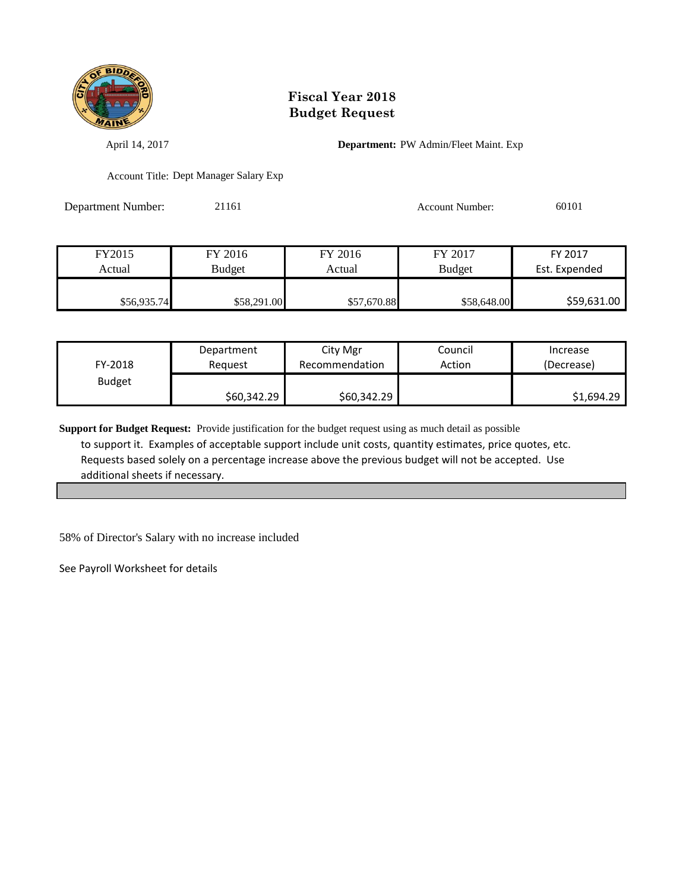# Fiscal Year 2018
# Budget Request

April 14, 2017

**Department:** PW Admin/Fleet Maint. Exp

Account Title: Dept Manager Salary Exp

Department Number: 21161

Account Number: 60101

| FY2015 Actual | FY 2016 Budget | FY 2016 Actual | FY 2017 Budget | FY 2017 Est. Expended |
|---|---|---|---|---|
| $56,935.74 | $58,291.00 | $57,670.88 | $58,648.00 | $59,631.00 |

| FY-2018 Budget | Department Request | City Mgr Recommendation | Council Action | Increase (Decrease) |
|---|---|---|---|---|
| | $60,342.29 | $60,342.29 | | $1,694.29 |

**Support for Budget Request:** Provide justification for the budget request using as much detail as possible to support it. Examples of acceptable support include unit costs, quantity estimates, price quotes, etc. Requests based solely on a percentage increase above the previous budget will not be accepted. Use additional sheets if necessary.

58% of Director's Salary with no increase included

See Payroll Worksheet for details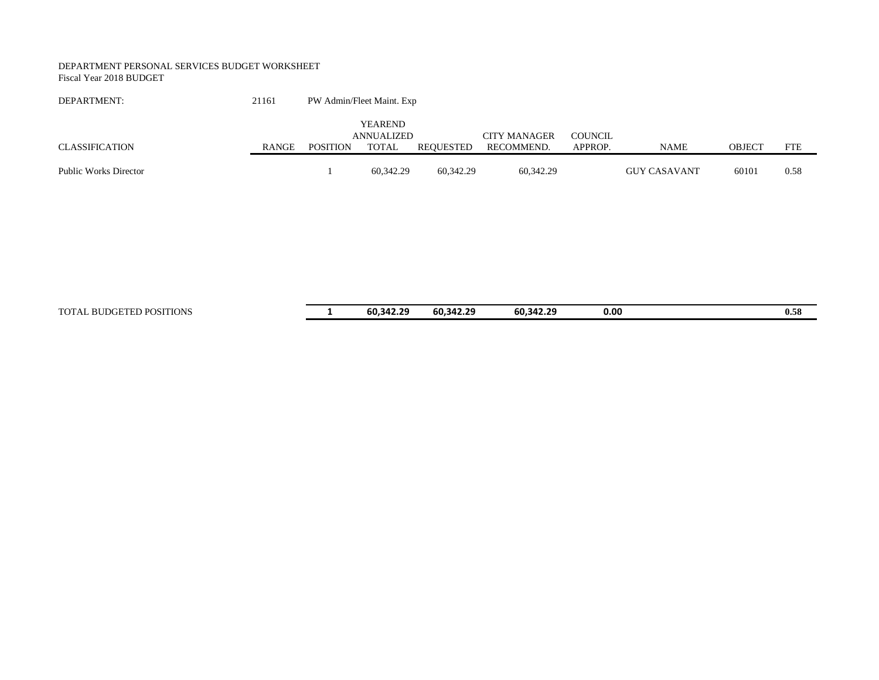DEPARTMENT PERSONAL SERVICES BUDGET WORKSHEET
Fiscal Year 2018 BUDGET

DEPARTMENT: 21161 PW Admin/Fleet Maint. Exp

| CLASSIFICATION | RANGE | POSITION | YEAREND ANNUALIZED TOTAL | REQUESTED | CITY MANAGER RECOMMEND. | COUNCIL APPROP. | NAME | OBJECT | FTE |
|---|---|---|---|---|---|---|---|---|---|
| Public Works Director | | 1 | 60,342.29 | 60,342.29 | 60,342.29 | | GUY CASAVANT | 60101 | 0.58 |
| TOTAL BUDGETED POSITIONS | | **1** | **60,342.29** | **60,342.29** | **60,342.29** | **0.00** | | | **0.58** |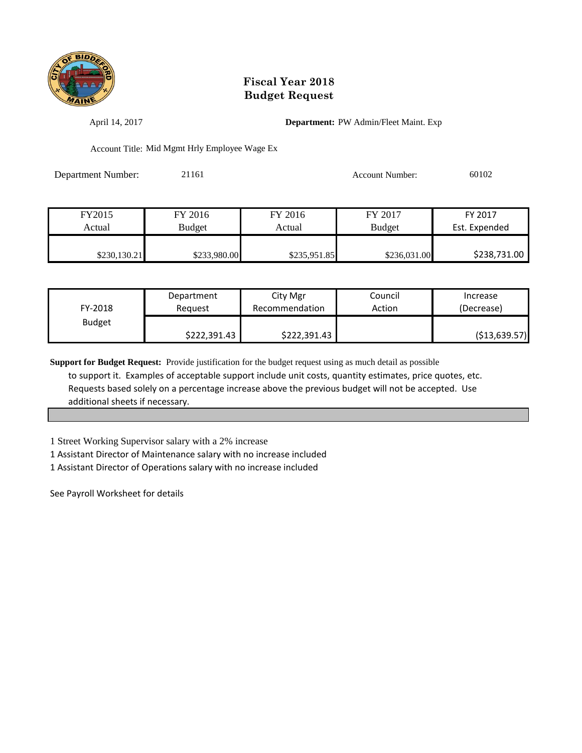# Fiscal Year 2018
# Budget Request

April 14, 2017

**Department:** PW Admin/Fleet Maint. Exp

Account Title: Mid Mgmt Hrly Employee Wage Ex

Department Number: 21161

Account Number: 60102

| FY2015 Actual | FY 2016 Budget | FY 2016 Actual | FY 2017 Budget | FY 2017 Est. Expended |
|---|---|---|---|---|
| $230,130.21 | $233,980.00 | $235,951.85 | $236,031.00 | $238,731.00 |

| FY-2018 Budget | Department Request | City Mgr Recommendation | Council Action | Increase (Decrease) |
|---|---|---|---|---|
| | $222,391.43 | $222,391.43 | | ($13,639.57) |

**Support for Budget Request:** Provide justification for the budget request using as much detail as possible to support it. Examples of acceptable support include unit costs, quantity estimates, price quotes, etc. Requests based solely on a percentage increase above the previous budget will not be accepted. Use additional sheets if necessary.

1 Street Working Supervisor salary with a 2% increase

1 Assistant Director of Maintenance salary with no increase included

1 Assistant Director of Operations salary with no increase included

See Payroll Worksheet for details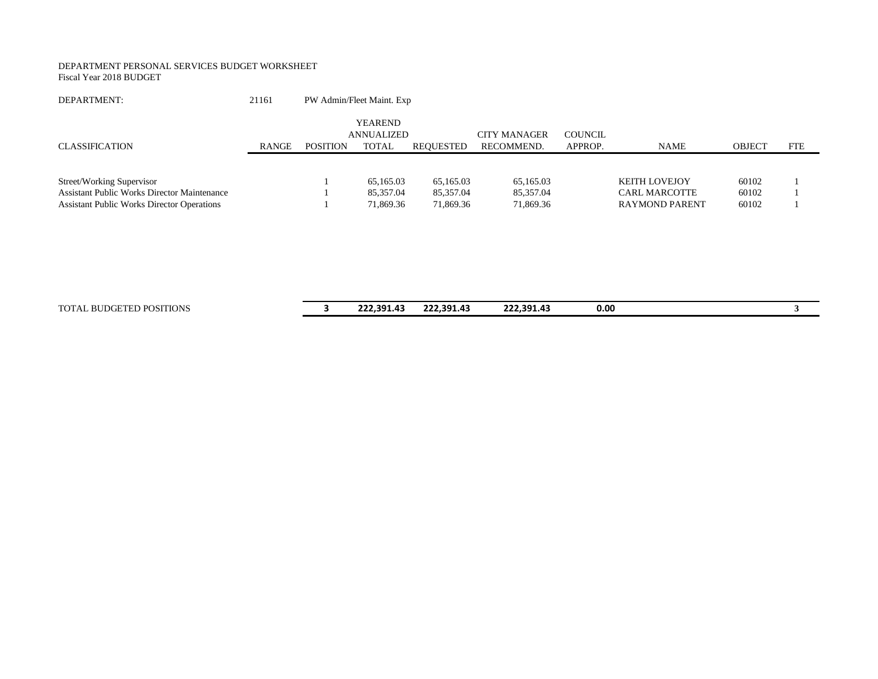DEPARTMENT PERSONAL SERVICES BUDGET WORKSHEET
Fiscal Year 2018 BUDGET

DEPARTMENT: 21161 PW Admin/Fleet Maint. Exp

| CLASSIFICATION | RANGE | POSITION | YEAREND ANNUALIZED TOTAL | REQUESTED | CITY MANAGER RECOMMEND. | COUNCIL APPROP. | NAME | OBJECT | FTE |
|---|---|---|---|---|---|---|---|---|---|
| Street/Working Supervisor | | 1 | 65,165.03 | 65,165.03 | 65,165.03 | | KEITH LOVEJOY | 60102 | 1 |
| Assistant Public Works Director Maintenance | | 1 | 85,357.04 | 85,357.04 | 85,357.04 | | CARL MARCOTTE | 60102 | 1 |
| Assistant Public Works Director Operations | | 1 | 71,869.36 | 71,869.36 | 71,869.36 | | RAYMOND PARENT | 60102 | 1 |
| TOTAL BUDGETED POSITIONS | | **3** | **222,391.43** | **222,391.43** | **222,391.43** | **0.00** | | | **3** |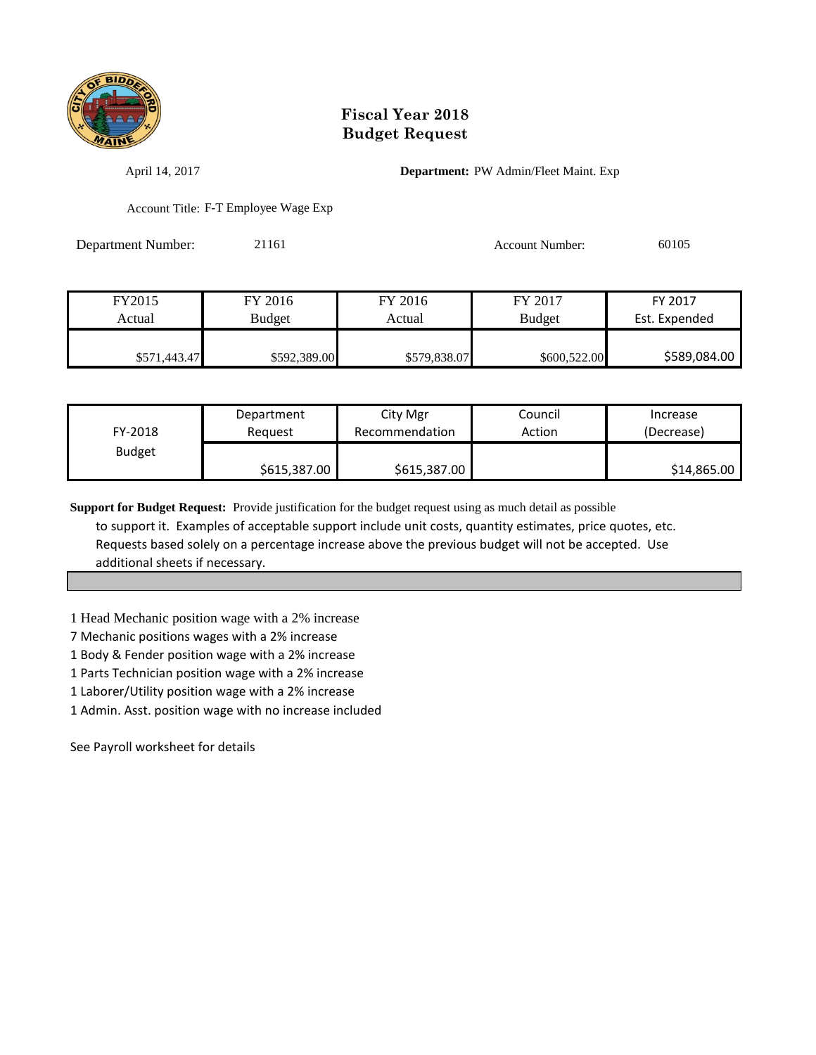# Fiscal Year 2018
# Budget Request

April 14, 2017

**Department:** PW Admin/Fleet Maint. Exp

Account Title: F-T Employee Wage Exp

Department Number: 21161

Account Number: 60105

| FY2015 Actual | FY 2016 Budget | FY 2016 Actual | FY 2017 Budget | FY 2017 Est. Expended |
|---|---|---|---|---|
| $571,443.47 | $592,389.00 | $579,838.07 | $600,522.00 | $589,084.00 |

| FY-2018 Budget | Department Request | City Mgr Recommendation | Council Action | Increase (Decrease) |
|---|---|---|---|---|
| | $615,387.00 | $615,387.00 | | $14,865.00 |

**Support for Budget Request:** Provide justification for the budget request using as much detail as possible to support it. Examples of acceptable support include unit costs, quantity estimates, price quotes, etc. Requests based solely on a percentage increase above the previous budget will not be accepted. Use additional sheets if necessary.

1 Head Mechanic position wage with a 2% increase
7 Mechanic positions wages with a 2% increase
1 Body & Fender position wage with a 2% increase
1 Parts Technician position wage with a 2% increase
1 Laborer/Utility position wage with a 2% increase
1 Admin. Asst. position wage with no increase included

See Payroll worksheet for details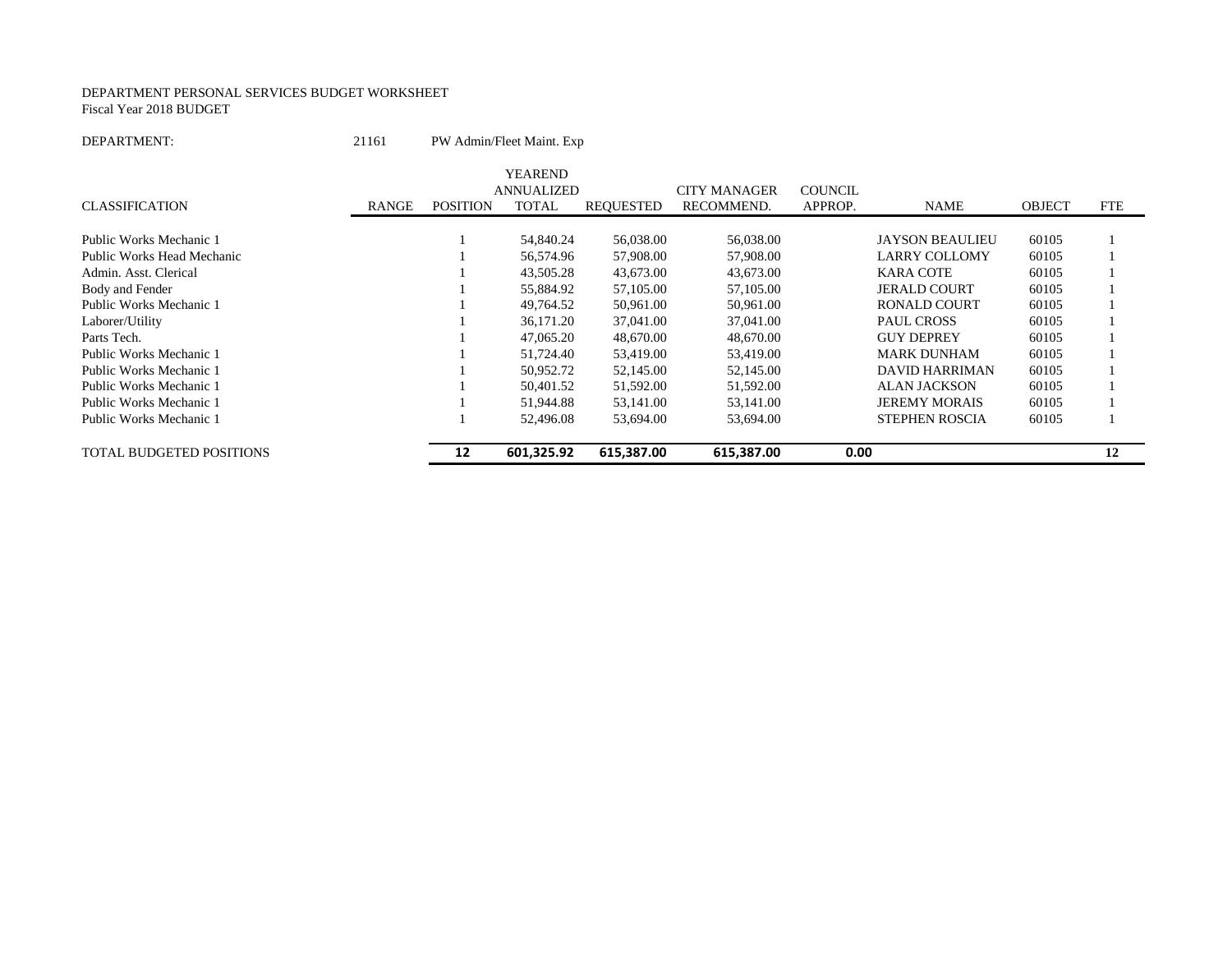DEPARTMENT PERSONAL SERVICES BUDGET WORKSHEET
Fiscal Year 2018 BUDGET

DEPARTMENT: 21161 PW Admin/Fleet Maint. Exp

| CLASSIFICATION | RANGE | POSITION | YEAREND ANNUALIZED TOTAL | REQUESTED | CITY MANAGER RECOMMEND. | COUNCIL APPROP. | NAME | OBJECT | FTE |
|---|---|---|---|---|---|---|---|---|---|
| Public Works Mechanic 1 | | 1 | 54,840.24 | 56,038.00 | 56,038.00 | | JAYSON BEAULIEU | 60105 | 1 |
| Public Works Head Mechanic | | 1 | 56,574.96 | 57,908.00 | 57,908.00 | | LARRY COLLOMY | 60105 | 1 |
| Admin. Asst. Clerical | | 1 | 43,505.28 | 43,673.00 | 43,673.00 | | KARA COTE | 60105 | 1 |
| Body and Fender | | 1 | 55,884.92 | 57,105.00 | 57,105.00 | | JERALD COURT | 60105 | 1 |
| Public Works Mechanic 1 | | 1 | 49,764.52 | 50,961.00 | 50,961.00 | | RONALD COURT | 60105 | 1 |
| Laborer/Utility | | 1 | 36,171.20 | 37,041.00 | 37,041.00 | | PAUL CROSS | 60105 | 1 |
| Parts Tech. | | 1 | 47,065.20 | 48,670.00 | 48,670.00 | | GUY DEPREY | 60105 | 1 |
| Public Works Mechanic 1 | | 1 | 51,724.40 | 53,419.00 | 53,419.00 | | MARK DUNHAM | 60105 | 1 |
| Public Works Mechanic 1 | | 1 | 50,952.72 | 52,145.00 | 52,145.00 | | DAVID HARRIMAN | 60105 | 1 |
| Public Works Mechanic 1 | | 1 | 50,401.52 | 51,592.00 | 51,592.00 | | ALAN JACKSON | 60105 | 1 |
| Public Works Mechanic 1 | | 1 | 51,944.88 | 53,141.00 | 53,141.00 | | JEREMY MORAIS | 60105 | 1 |
| Public Works Mechanic 1 | | 1 | 52,496.08 | 53,694.00 | 53,694.00 | | STEPHEN ROSCIA | 60105 | 1 |
| TOTAL BUDGETED POSITIONS | | **12** | **601,325.92** | **615,387.00** | **615,387.00** | **0.00** | | | **12** |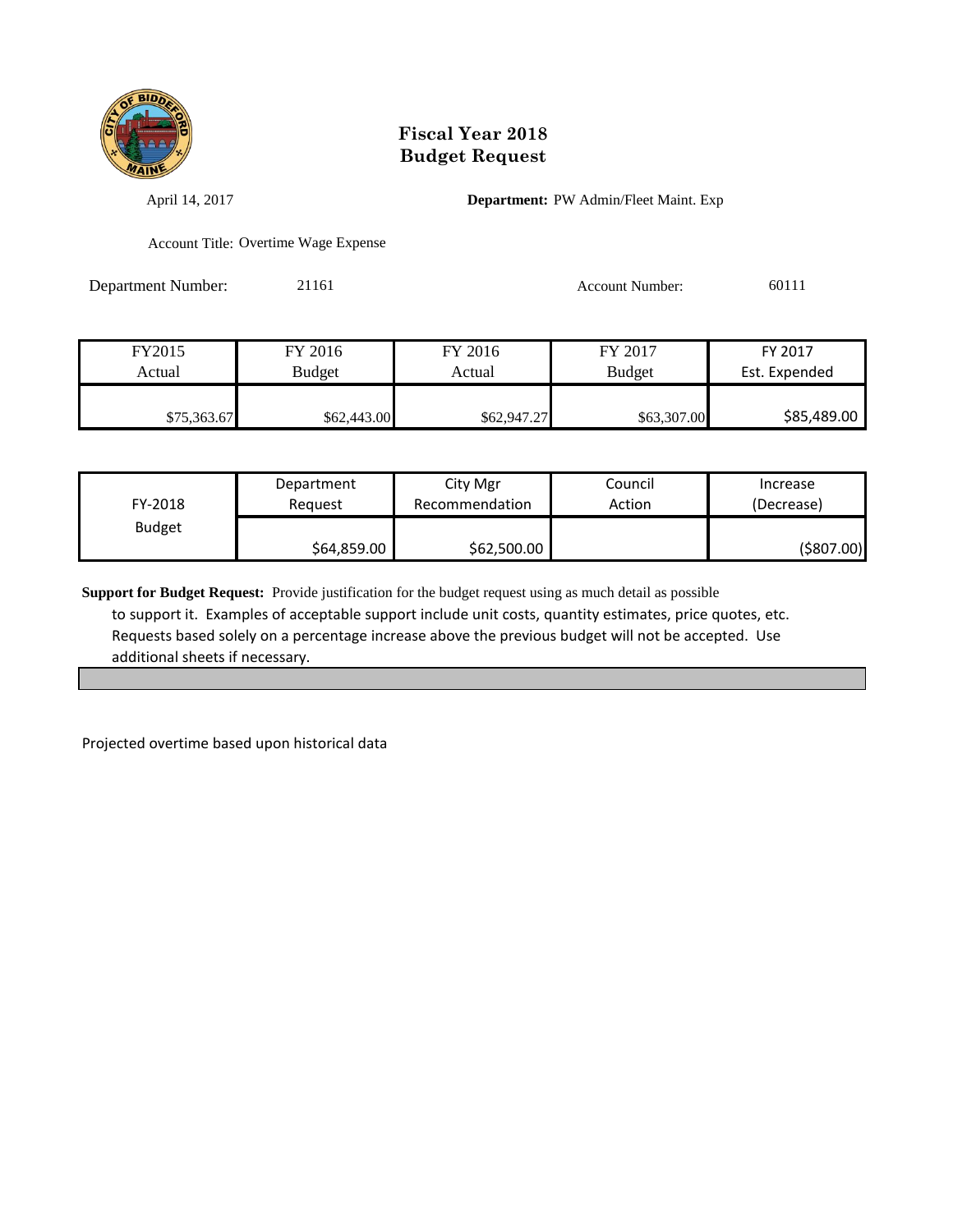# Fiscal Year 2018
# Budget Request

April 14, 2017

**Department:** PW Admin/Fleet Maint. Exp

Account Title: Overtime Wage Expense

Department Number: 21161

Account Number: 60111

| FY2015 Actual | FY 2016 Budget | FY 2016 Actual | FY 2017 Budget | FY 2017 Est. Expended |
|---|---|---|---|---|
| $75,363.67 | $62,443.00 | $62,947.27 | $63,307.00 | $85,489.00 |

| FY-2018 Budget | Department Request | City Mgr Recommendation | Council Action | Increase (Decrease) |
|---|---|---|---|---|
| | $64,859.00 | $62,500.00 | | ($807.00) |

**Support for Budget Request:** Provide justification for the budget request using as much detail as possible to support it. Examples of acceptable support include unit costs, quantity estimates, price quotes, etc. Requests based solely on a percentage increase above the previous budget will not be accepted. Use additional sheets if necessary.

Projected overtime based upon historical data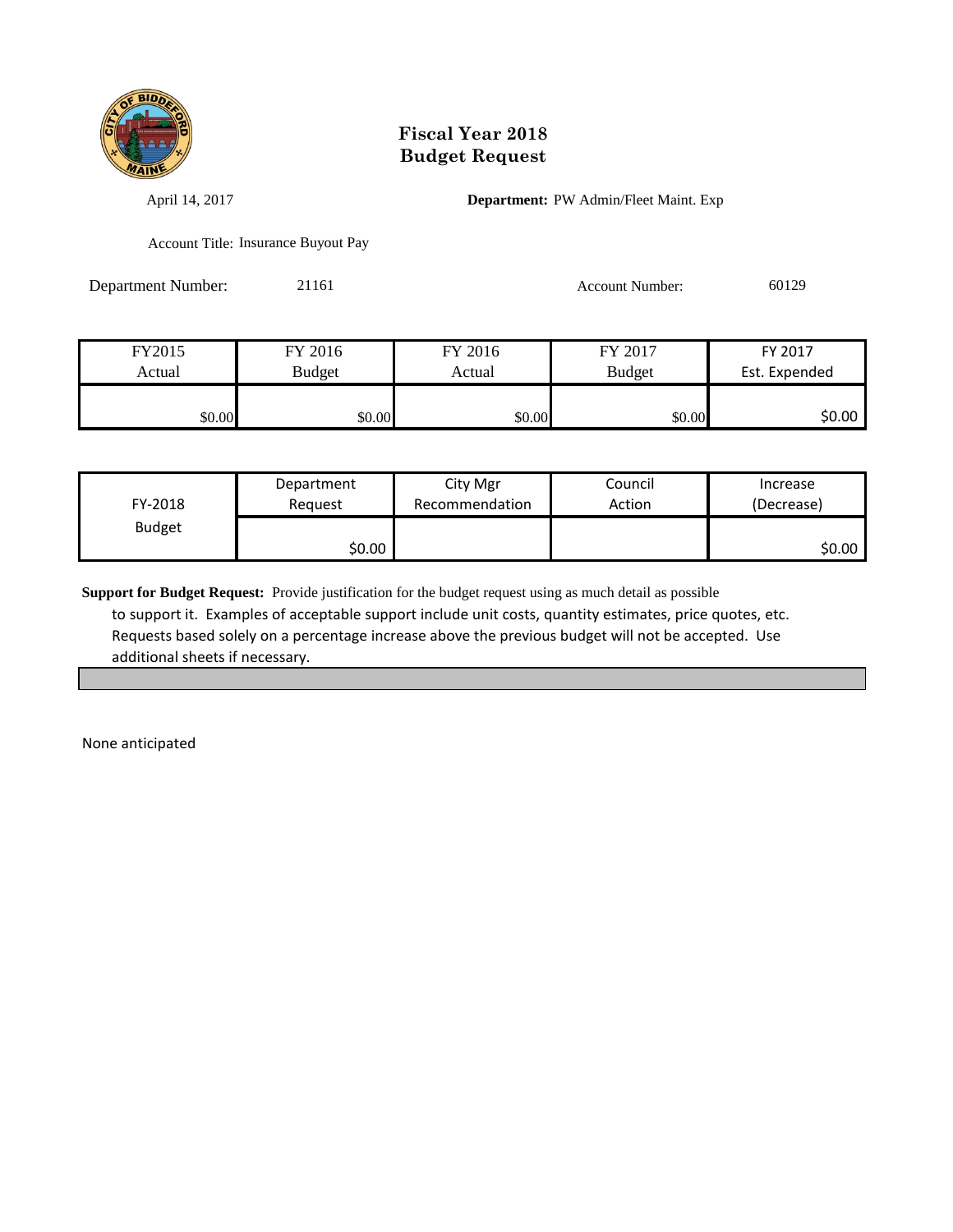# Fiscal Year 2018
# Budget Request

April 14, 2017

**Department:** PW Admin/Fleet Maint. Exp

Account Title: Insurance Buyout Pay

Department Number: 21161

Account Number: 60129

| FY2015 Actual | FY 2016 Budget | FY 2016 Actual | FY 2017 Budget | FY 2017 Est. Expended |
|---|---|---|---|---|
| $0.00 | $0.00 | $0.00 | $0.00 | $0.00 |

| FY-2018 Budget | Department Request | City Mgr Recommendation | Council Action | Increase (Decrease) |
|---|---|---|---|---|
| | $0.00 | | | $0.00 |

**Support for Budget Request:** Provide justification for the budget request using as much detail as possible to support it. Examples of acceptable support include unit costs, quantity estimates, price quotes, etc. Requests based solely on a percentage increase above the previous budget will not be accepted. Use additional sheets if necessary.

None anticipated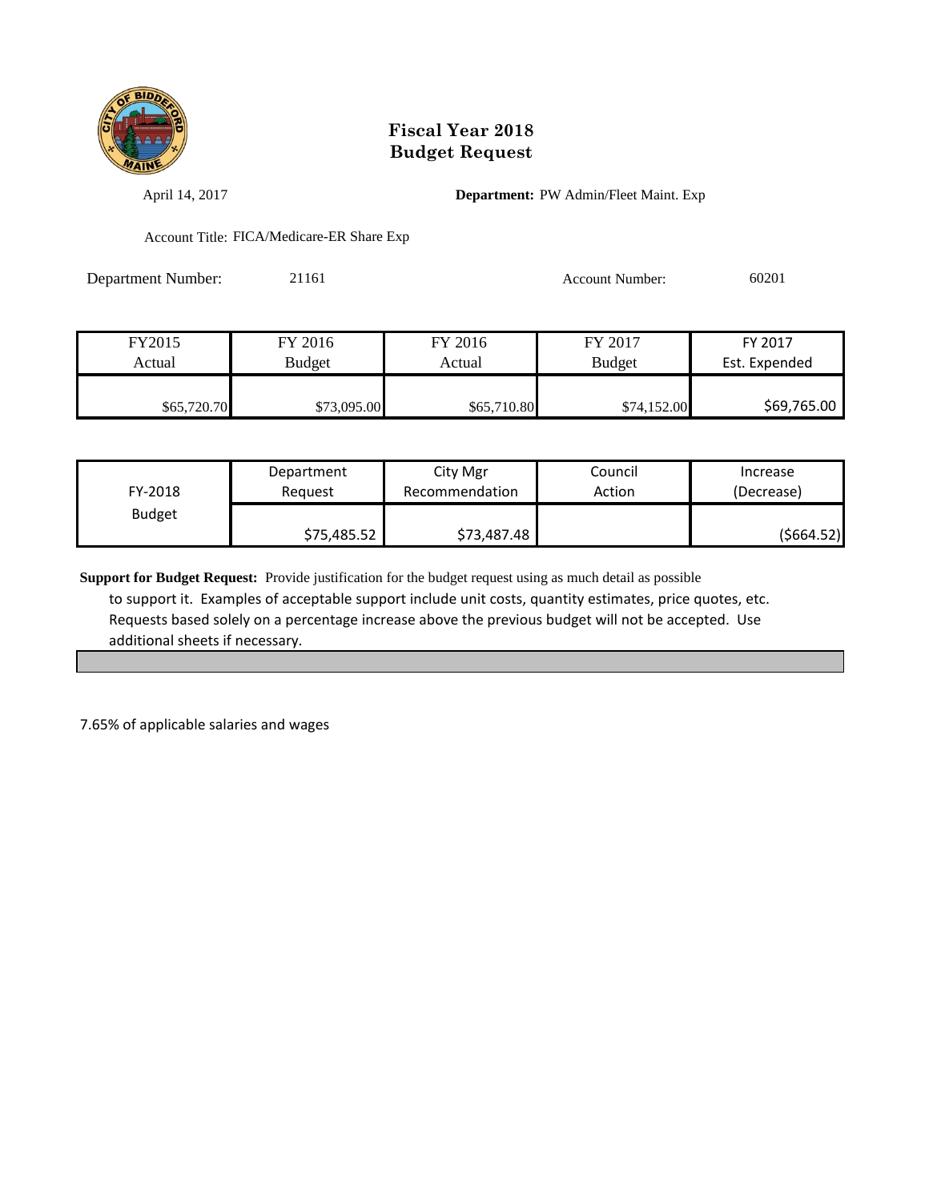# Fiscal Year 2018
# Budget Request

April 14, 2017

**Department:** PW Admin/Fleet Maint. Exp

Account Title: FICA/Medicare-ER Share Exp

Department Number: 21161

Account Number: 60201

| FY2015 Actual | FY 2016 Budget | FY 2016 Actual | FY 2017 Budget | FY 2017 Est. Expended |
|---|---|---|---|---|
| $65,720.70 | $73,095.00 | $65,710.80 | $74,152.00 | $69,765.00 |

| FY-2018 Budget | Department Request | City Mgr Recommendation | Council Action | Increase (Decrease) |
|---|---|---|---|---|
| | $75,485.52 | $73,487.48 | | ($664.52) |

**Support for Budget Request:** Provide justification for the budget request using as much detail as possible to support it. Examples of acceptable support include unit costs, quantity estimates, price quotes, etc. Requests based solely on a percentage increase above the previous budget will not be accepted. Use additional sheets if necessary.

7.65% of applicable salaries and wages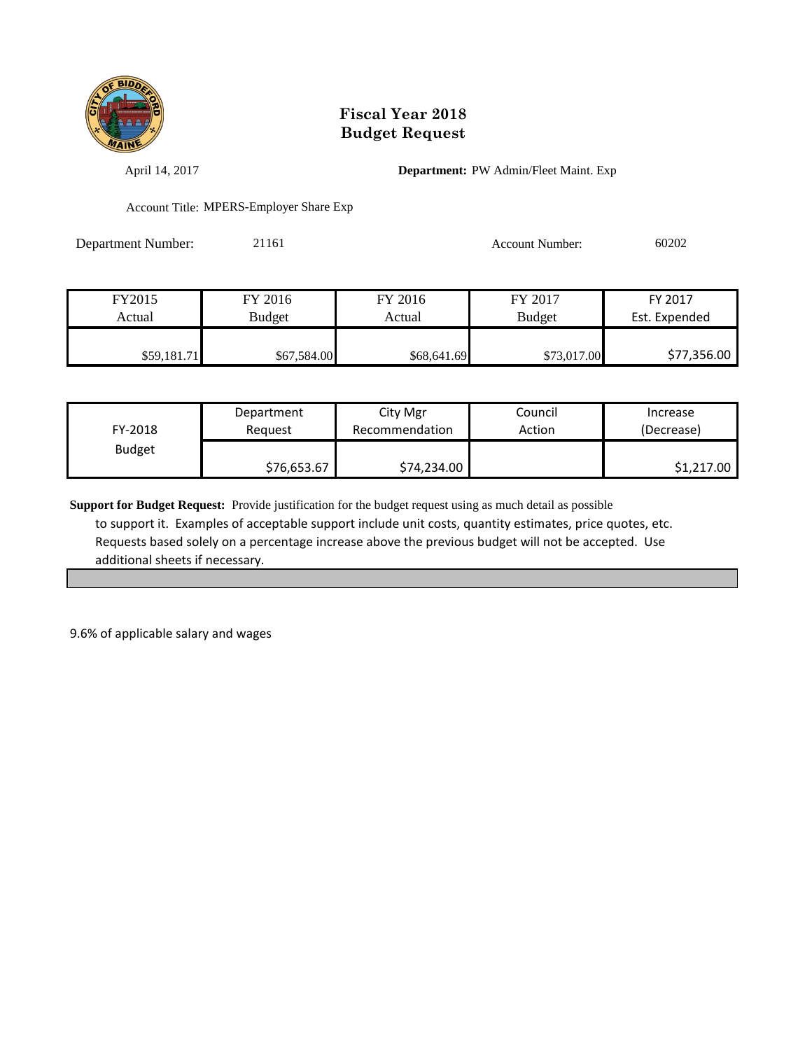# Fiscal Year 2018 Budget Request

April 14, 2017

**Department:** PW Admin/Fleet Maint. Exp

Account Title: MPERS-Employer Share Exp

Department Number: 21161

Account Number: 60202

| FY2015 Actual | FY 2016 Budget | FY 2016 Actual | FY 2017 Budget | FY 2017 Est. Expended |
|---|---|---|---|---|
| $59,181.71 | $67,584.00 | $68,641.69 | $73,017.00 | $77,356.00 |

| FY-2018 Budget | Department Request | City Mgr Recommendation | Council Action | Increase (Decrease) |
|---|---|---|---|---|
| | $76,653.67 | $74,234.00 | | $1,217.00 |

**Support for Budget Request:** Provide justification for the budget request using as much detail as possible to support it. Examples of acceptable support include unit costs, quantity estimates, price quotes, etc. Requests based solely on a percentage increase above the previous budget will not be accepted. Use additional sheets if necessary.

9.6% of applicable salary and wages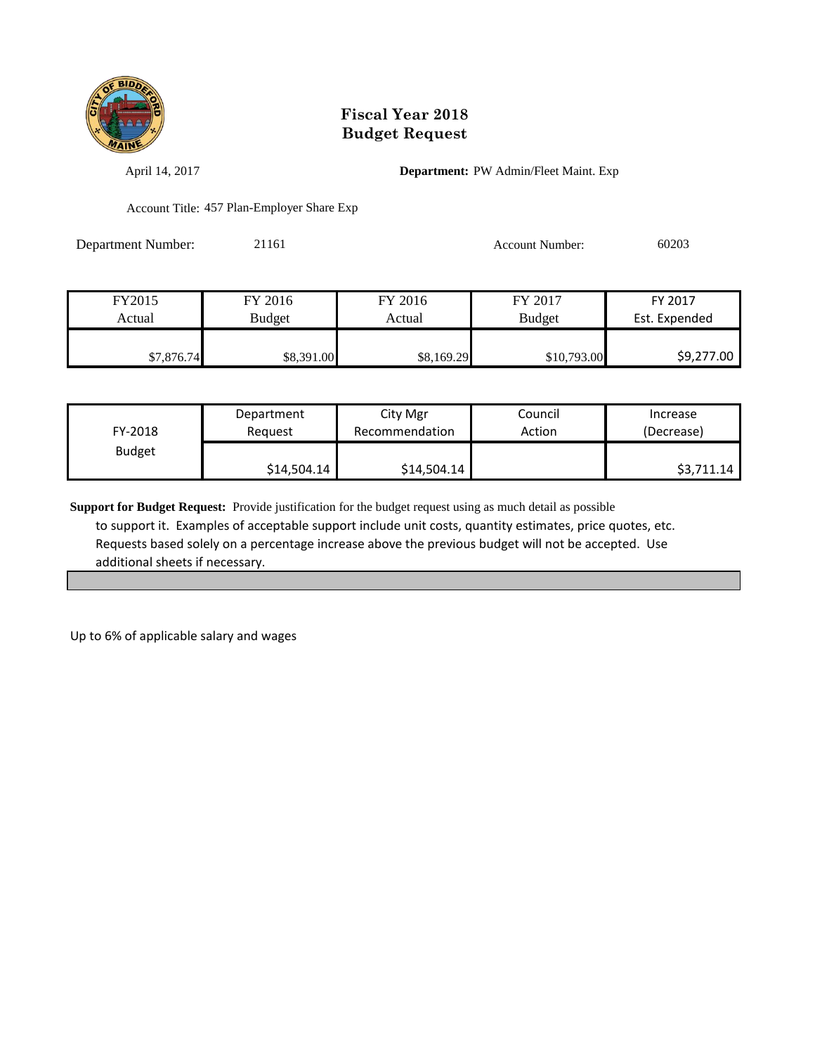# Fiscal Year 2018
# Budget Request

April 14, 2017

**Department:** PW Admin/Fleet Maint. Exp

Account Title: 457 Plan-Employer Share Exp

Department Number: 21161

Account Number: 60203

| FY2015 Actual | FY 2016 Budget | FY 2016 Actual | FY 2017 Budget | FY 2017 Est. Expended |
|---|---|---|---|---|
| $7,876.74 | $8,391.00 | $8,169.29 | $10,793.00 | $9,277.00 |

| FY-2018 Budget | Department Request | City Mgr Recommendation | Council Action | Increase (Decrease) |
|---|---|---|---|---|
| | $14,504.14 | $14,504.14 | | $3,711.14 |

**Support for Budget Request:** Provide justification for the budget request using as much detail as possible to support it. Examples of acceptable support include unit costs, quantity estimates, price quotes, etc. Requests based solely on a percentage increase above the previous budget will not be accepted. Use additional sheets if necessary.

Up to 6% of applicable salary and wages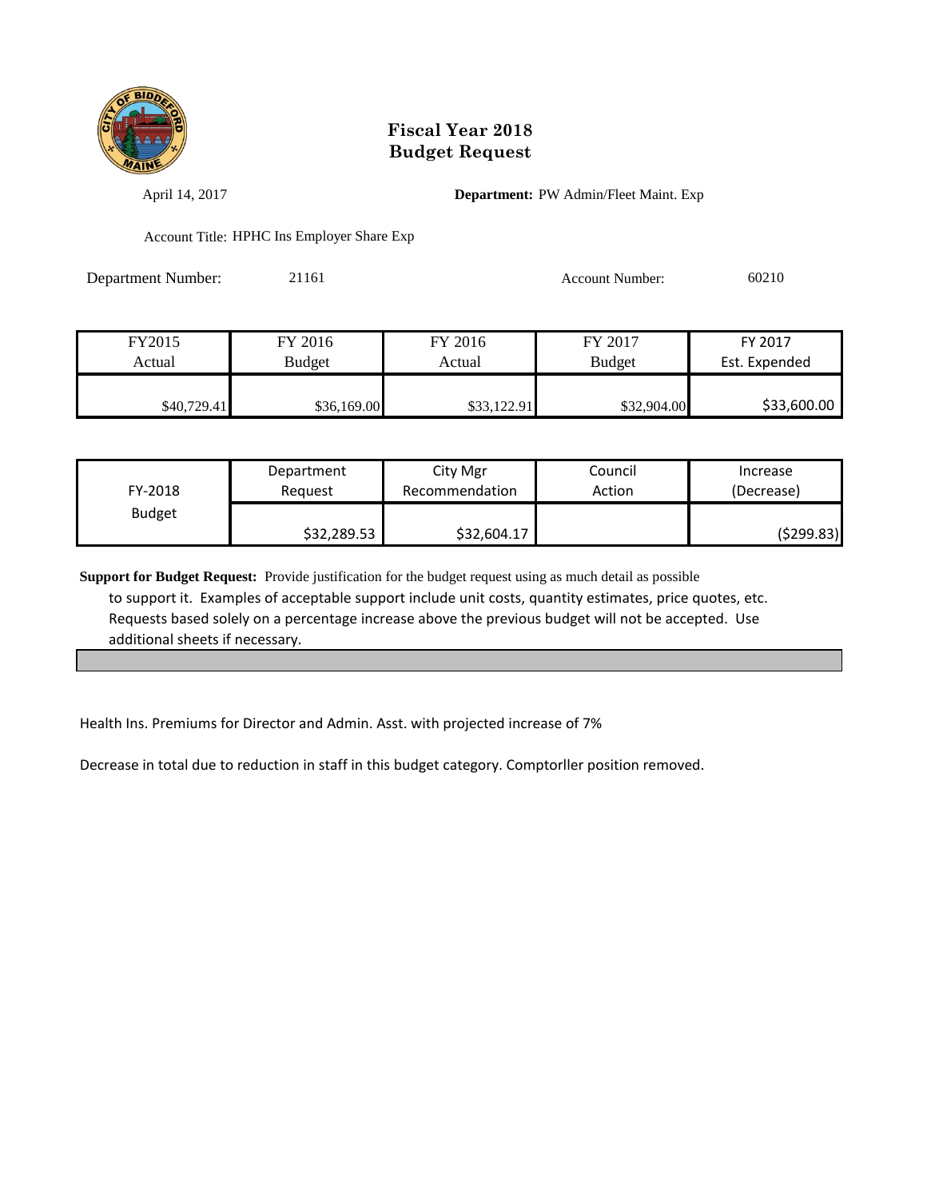# Fiscal Year 2018
# Budget Request

April 14, 2017 **Department:** PW Admin/Fleet Maint. Exp

Account Title: HPHC Ins Employer Share Exp

Department Number: 21161 Account Number: 60210

| FY2015 Actual | FY 2016 Budget | FY 2016 Actual | FY 2017 Budget | FY 2017 Est. Expended |
|---|---|---|---|---|
| $40,729.41 | $36,169.00 | $33,122.91 | $32,904.00 | $33,600.00 |

| FY-2018 Budget | Department Request | City Mgr Recommendation | Council Action | Increase (Decrease) |
|---|---|---|---|---|
| | $32,289.53 | $32,604.17 | | ($299.83) |

**Support for Budget Request:** Provide justification for the budget request using as much detail as possible to support it. Examples of acceptable support include unit costs, quantity estimates, price quotes, etc. Requests based solely on a percentage increase above the previous budget will not be accepted. Use additional sheets if necessary.

Health Ins. Premiums for Director and Admin. Asst. with projected increase of 7%

Decrease in total due to reduction in staff in this budget category. Comptorller position removed.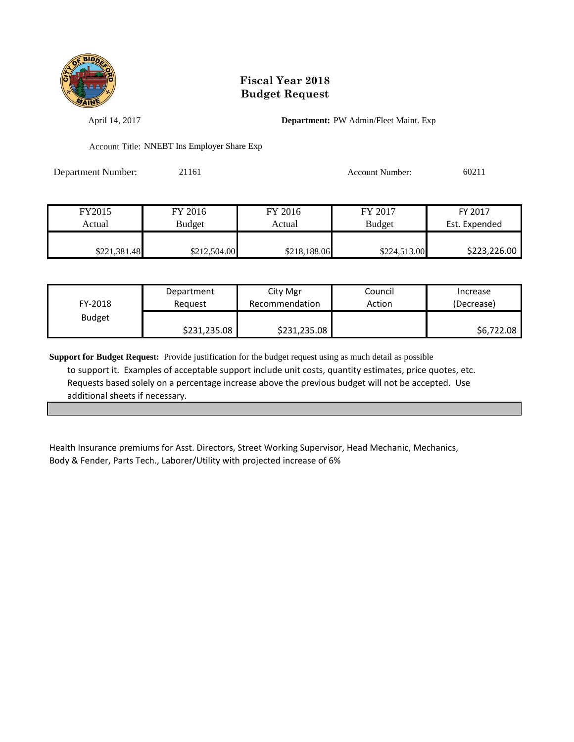# Fiscal Year 2018
# Budget Request

April 14, 2017

**Department:** PW Admin/Fleet Maint. Exp

Account Title: NNEBT Ins Employer Share Exp

Department Number: 21161

Account Number: 60211

| FY2015 Actual | FY 2016 Budget | FY 2016 Actual | FY 2017 Budget | FY 2017 Est. Expended |
|---|---|---|---|---|
| $221,381.48 | $212,504.00 | $218,188.06 | $224,513.00 | $223,226.00 |

| FY-2018 Budget | Department Request | City Mgr Recommendation | Council Action | Increase (Decrease) |
|---|---|---|---|---|
| | $231,235.08 | $231,235.08 | | $6,722.08 |

**Support for Budget Request:** Provide justification for the budget request using as much detail as possible to support it. Examples of acceptable support include unit costs, quantity estimates, price quotes, etc. Requests based solely on a percentage increase above the previous budget will not be accepted. Use additional sheets if necessary.

Health Insurance premiums for Asst. Directors, Street Working Supervisor, Head Mechanic, Mechanics, Body & Fender, Parts Tech., Laborer/Utility with projected increase of 6%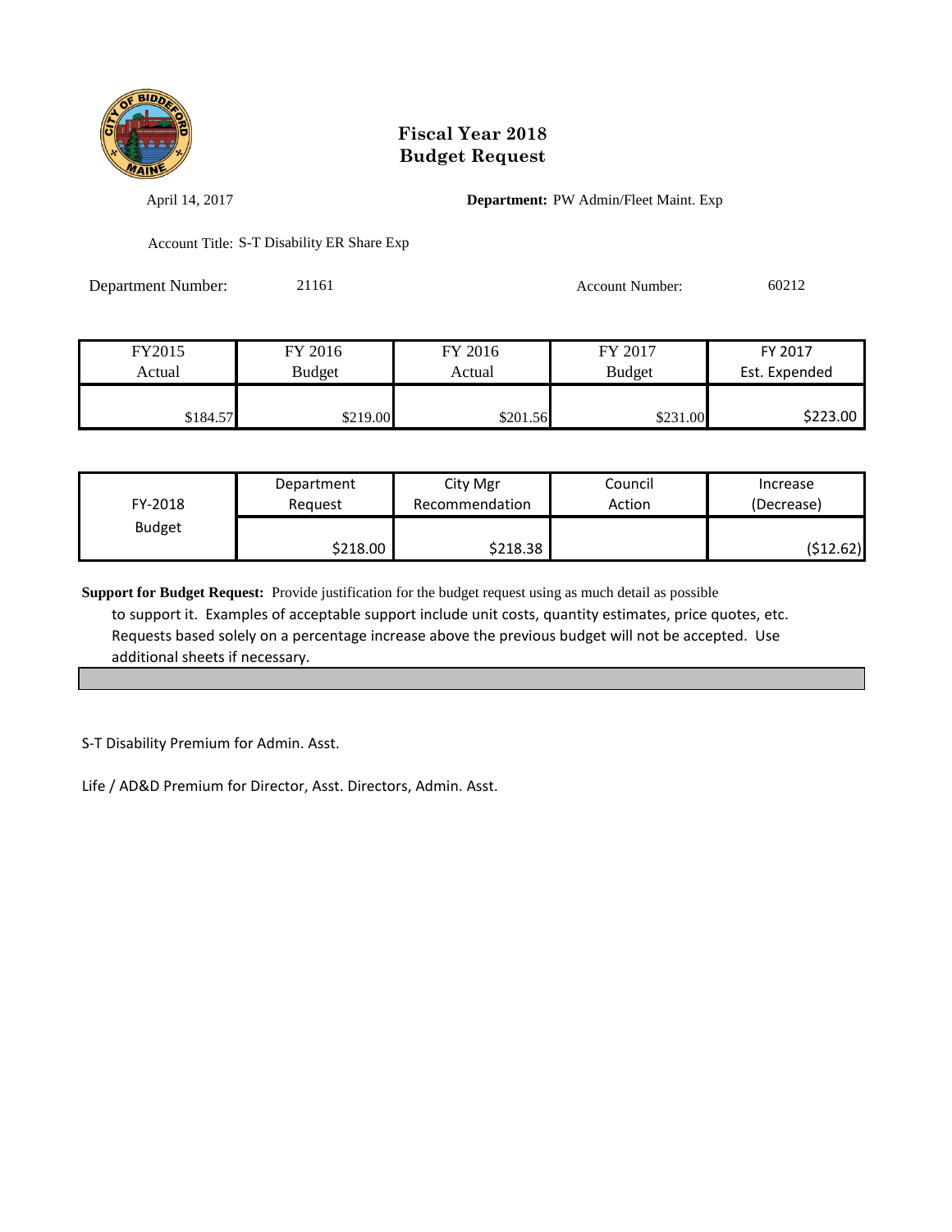# Fiscal Year 2018
# Budget Request

April 14, 2017

**Department:** PW Admin/Fleet Maint. Exp

Account Title: S-T Disability ER Share Exp

Department Number: 21161

Account Number: 60212

| FY2015 Actual | FY 2016 Budget | FY 2016 Actual | FY 2017 Budget | FY 2017 Est. Expended |
|---|---|---|---|---|
| $184.57 | $219.00 | $201.56 | $231.00 | $223.00 |

| FY-2018 Budget | Department Request | City Mgr Recommendation | Council Action | Increase (Decrease) |
|---|---|---|---|---|
| | $218.00 | $218.38 | | ($12.62) |

**Support for Budget Request:** Provide justification for the budget request using as much detail as possible to support it. Examples of acceptable support include unit costs, quantity estimates, price quotes, etc. Requests based solely on a percentage increase above the previous budget will not be accepted. Use additional sheets if necessary.

S-T Disability Premium for Admin. Asst.

Life / AD&D Premium for Director, Asst. Directors, Admin. Asst.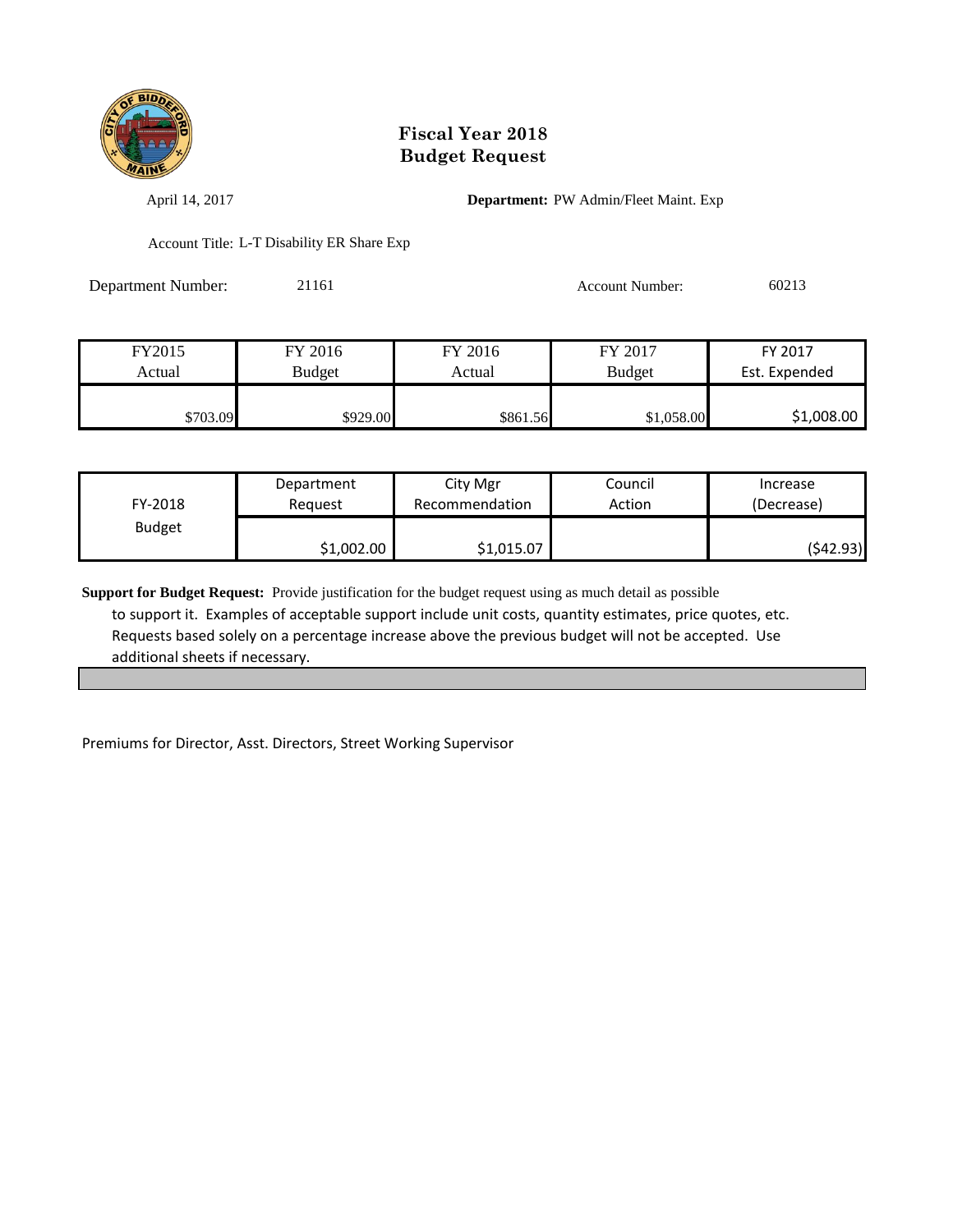# Fiscal Year 2018
# Budget Request

April 14, 2017

**Department:** PW Admin/Fleet Maint. Exp

Account Title: L-T Disability ER Share Exp

Department Number: 21161

Account Number: 60213

| FY2015 Actual | FY 2016 Budget | FY 2016 Actual | FY 2017 Budget | FY 2017 Est. Expended |
|---|---|---|---|---|
| $703.09 | $929.00 | $861.56 | $1,058.00 | $1,008.00 |

| FY-2018 Budget | Department Request | City Mgr Recommendation | Council Action | Increase (Decrease) |
|---|---|---|---|---|
| | $1,002.00 | $1,015.07 | | ($42.93) |

**Support for Budget Request:** Provide justification for the budget request using as much detail as possible to support it. Examples of acceptable support include unit costs, quantity estimates, price quotes, etc. Requests based solely on a percentage increase above the previous budget will not be accepted. Use additional sheets if necessary.

Premiums for Director, Asst. Directors, Street Working Supervisor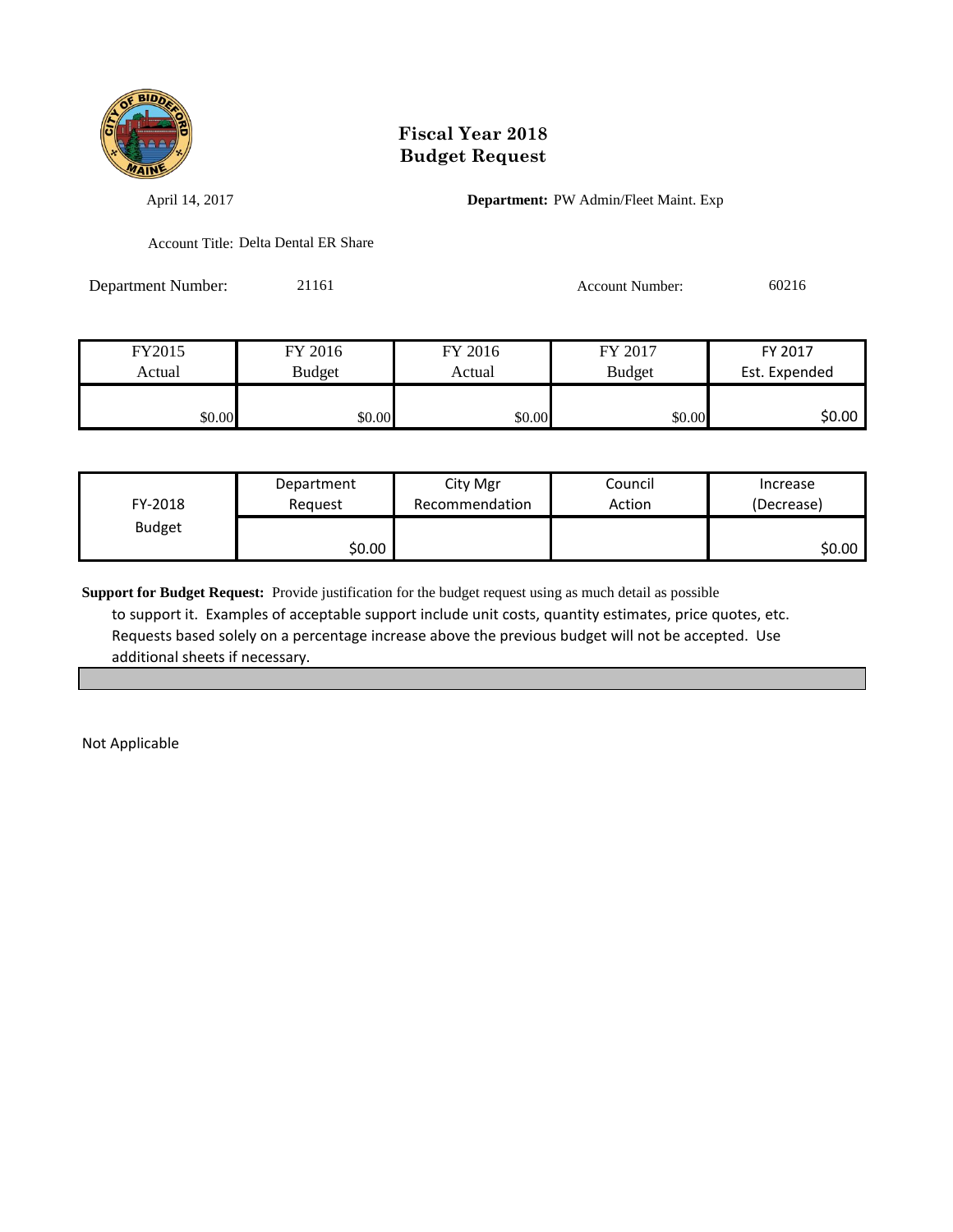# Fiscal Year 2018
# Budget Request

April 14, 2017

**Department:** PW Admin/Fleet Maint. Exp

Account Title: Delta Dental ER Share

Department Number: 21161

Account Number: 60216

| FY2015 Actual | FY 2016 Budget | FY 2016 Actual | FY 2017 Budget | FY 2017 Est. Expended |
|---|---|---|---|---|
| $0.00 | $0.00 | $0.00 | $0.00 | $0.00 |

| FY-2018 Budget | Department Request | City Mgr Recommendation | Council Action | Increase (Decrease) |
|---|---|---|---|---|
| | $0.00 | | | $0.00 |

**Support for Budget Request:** Provide justification for the budget request using as much detail as possible to support it. Examples of acceptable support include unit costs, quantity estimates, price quotes, etc. Requests based solely on a percentage increase above the previous budget will not be accepted. Use additional sheets if necessary.

Not Applicable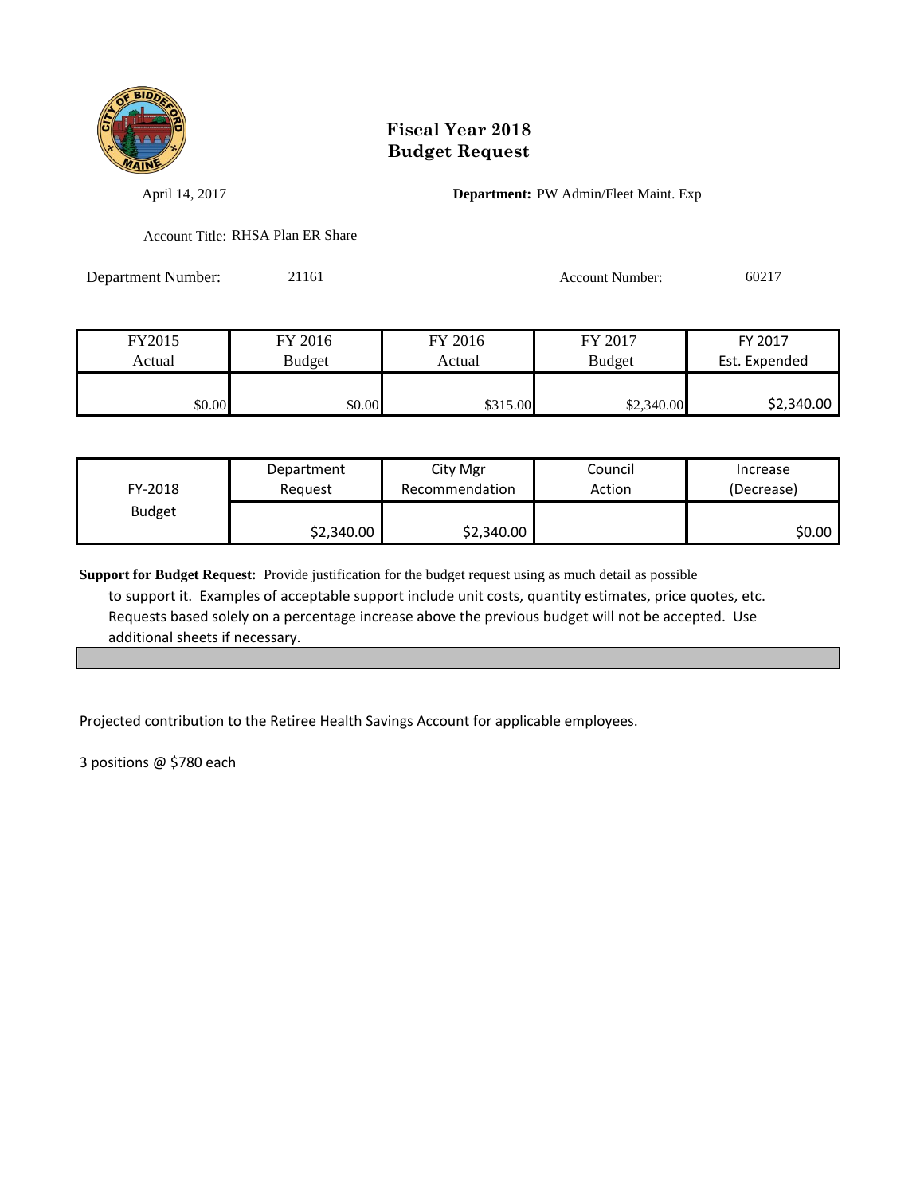# Fiscal Year 2018
# Budget Request

April 14, 2017

**Department:** PW Admin/Fleet Maint. Exp

Account Title: RHSA Plan ER Share

Department Number: 21161

Account Number: 60217

| FY2015 Actual | FY 2016 Budget | FY 2016 Actual | FY 2017 Budget | FY 2017 Est. Expended |
|---|---|---|---|---|
| $0.00 | $0.00 | $315.00 | $2,340.00 | $2,340.00 |

| FY-2018 Budget | Department Request | City Mgr Recommendation | Council Action | Increase (Decrease) |
|---|---|---|---|---|
| | $2,340.00 | $2,340.00 | | $0.00 |

**Support for Budget Request:** Provide justification for the budget request using as much detail as possible to support it. Examples of acceptable support include unit costs, quantity estimates, price quotes, etc. Requests based solely on a percentage increase above the previous budget will not be accepted. Use additional sheets if necessary.

Projected contribution to the Retiree Health Savings Account for applicable employees.

3 positions @ $780 each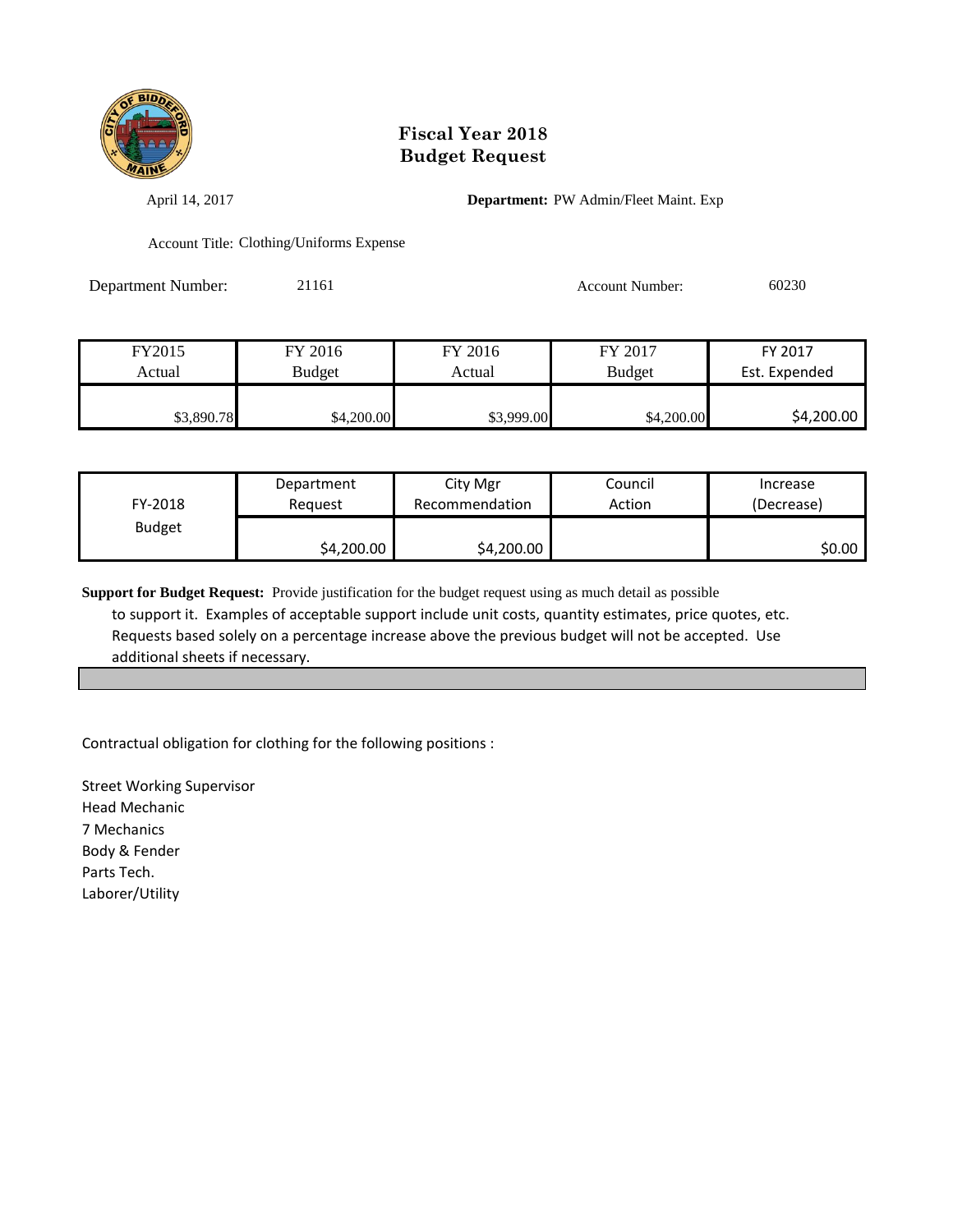# Fiscal Year 2018
# Budget Request

April 14, 2017

**Department:** PW Admin/Fleet Maint. Exp

Account Title: Clothing/Uniforms Expense

Department Number: 21161

Account Number: 60230

| FY2015 Actual | FY 2016 Budget | FY 2016 Actual | FY 2017 Budget | FY 2017 Est. Expended |
|---|---|---|---|---|
| $3,890.78 | $4,200.00 | $3,999.00 | $4,200.00 | $4,200.00 |

| FY-2018 Budget | Department Request | City Mgr Recommendation | Council Action | Increase (Decrease) |
|---|---|---|---|---|
| | $4,200.00 | $4,200.00 | | $0.00 |

**Support for Budget Request:** Provide justification for the budget request using as much detail as possible to support it. Examples of acceptable support include unit costs, quantity estimates, price quotes, etc. Requests based solely on a percentage increase above the previous budget will not be accepted. Use additional sheets if necessary.

Contractual obligation for clothing for the following positions :

Street Working Supervisor
Head Mechanic
7 Mechanics
Body & Fender
Parts Tech.
Laborer/Utility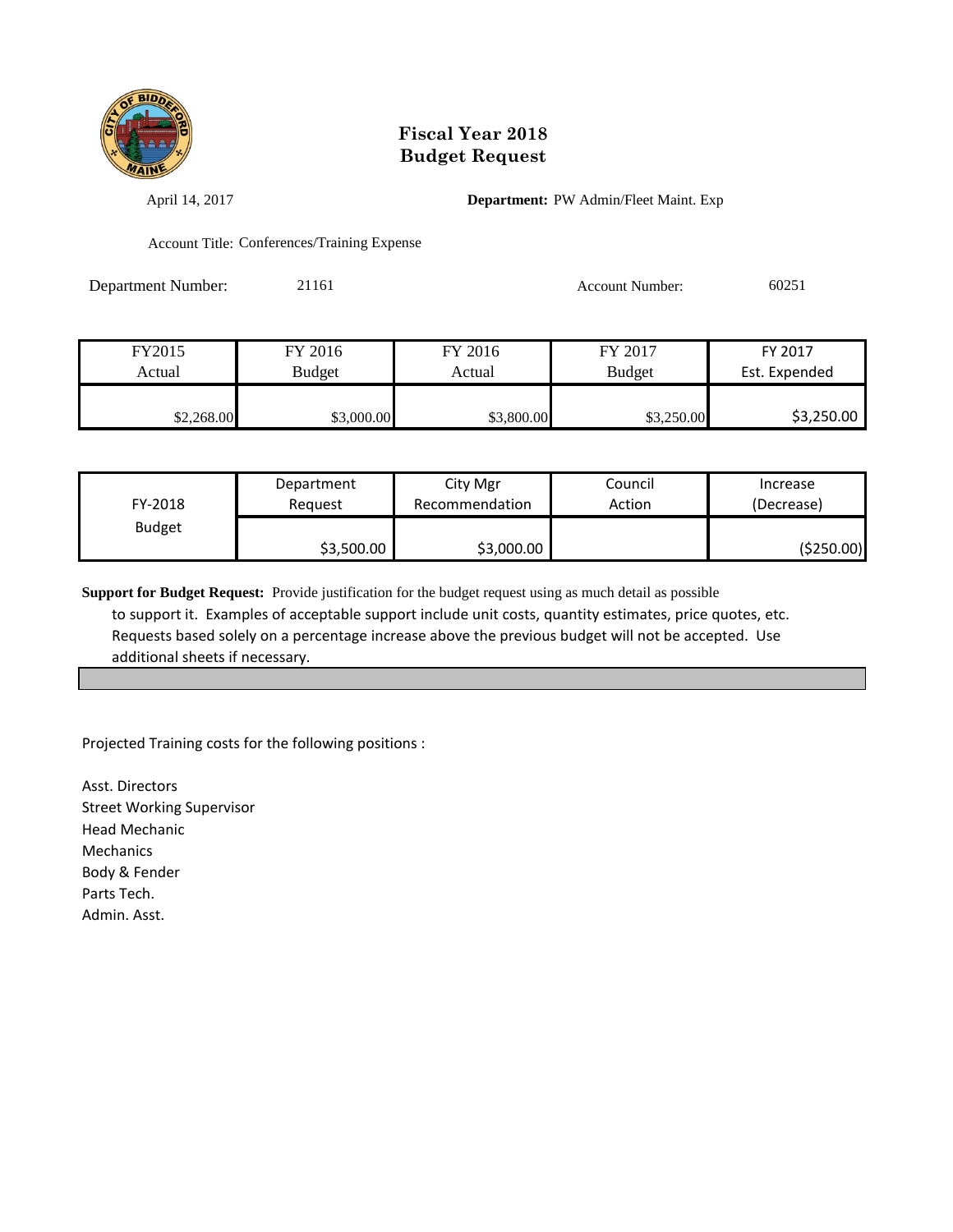# Fiscal Year 2018
# Budget Request

April 14, 2017

**Department:** PW Admin/Fleet Maint. Exp

Account Title: Conferences/Training Expense

Department Number: 21161

Account Number: 60251

| FY2015 Actual | FY 2016 Budget | FY 2016 Actual | FY 2017 Budget | FY 2017 Est. Expended |
|---|---|---|---|---|
| $2,268.00 | $3,000.00 | $3,800.00 | $3,250.00 | $3,250.00 |

| FY-2018 Budget | Department Request | City Mgr Recommendation | Council Action | Increase (Decrease) |
|---|---|---|---|---|
| | $3,500.00 | $3,000.00 | | ($250.00) |

**Support for Budget Request:** Provide justification for the budget request using as much detail as possible to support it. Examples of acceptable support include unit costs, quantity estimates, price quotes, etc. Requests based solely on a percentage increase above the previous budget will not be accepted. Use additional sheets if necessary.

Projected Training costs for the following positions :

Asst. Directors
Street Working Supervisor
Head Mechanic
Mechanics
Body & Fender
Parts Tech.
Admin. Asst.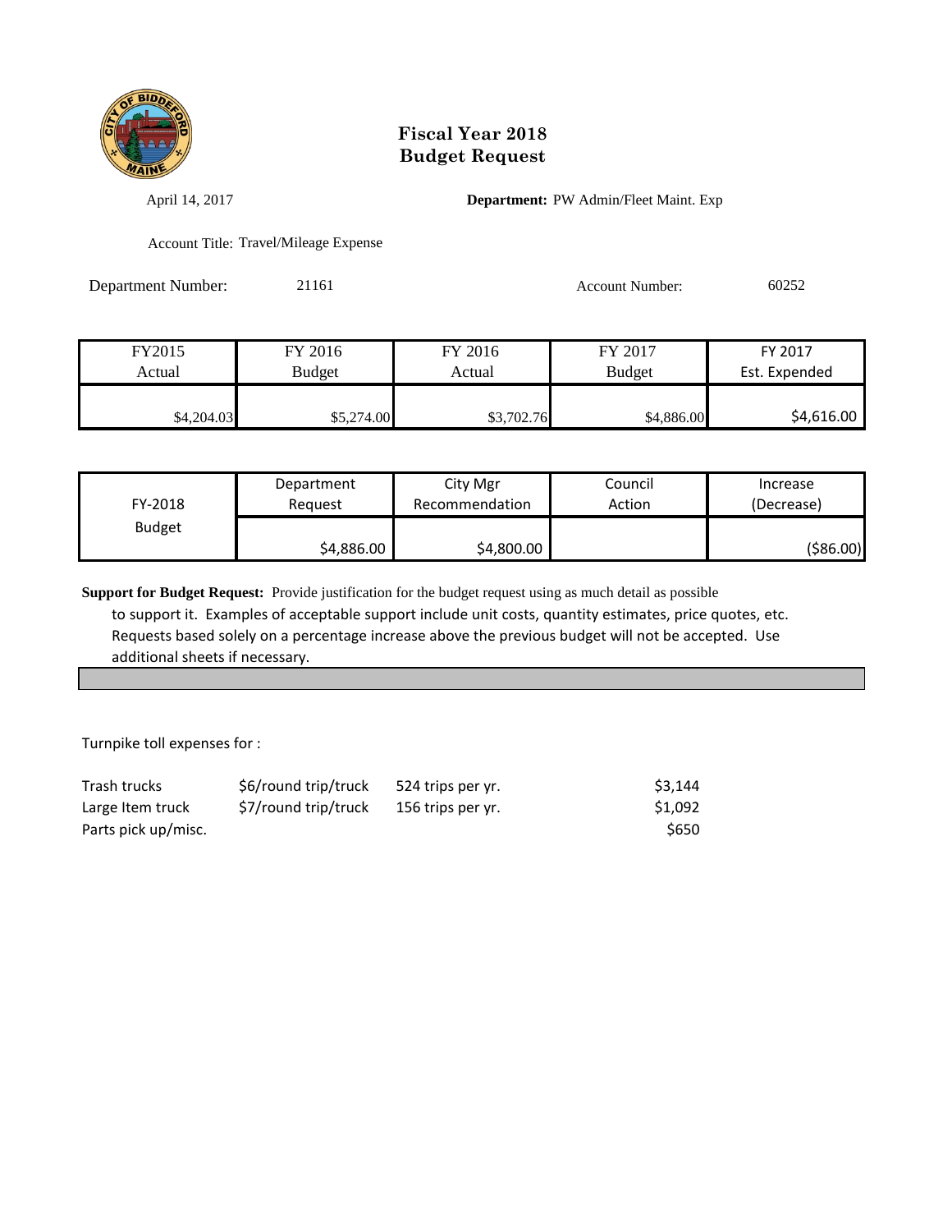# Fiscal Year 2018
# Budget Request

April 14, 2017

**Department:** PW Admin/Fleet Maint. Exp

Account Title: Travel/Mileage Expense

Department Number: 21161

Account Number: 60252

| FY2015 Actual | FY 2016 Budget | FY 2016 Actual | FY 2017 Budget | FY 2017 Est. Expended |
|---|---|---|---|---|
| $4,204.03 | $5,274.00 | $3,702.76 | $4,886.00 | $4,616.00 |

| FY-2018 Budget | Department Request | City Mgr Recommendation | Council Action | Increase (Decrease) |
|---|---|---|---|---|
| | $4,886.00 | $4,800.00 | | ($86.00) |

**Support for Budget Request:** Provide justification for the budget request using as much detail as possible to support it. Examples of acceptable support include unit costs, quantity estimates, price quotes, etc. Requests based solely on a percentage increase above the previous budget will not be accepted. Use additional sheets if necessary.

Turnpike toll expenses for :

| | | | |
|---|---|---|---|
| Trash trucks | $6/round trip/truck | 524 trips per yr. | $3,144 |
| Large Item truck | $7/round trip/truck | 156 trips per yr. | $1,092 |
| Parts pick up/misc. | | | $650 |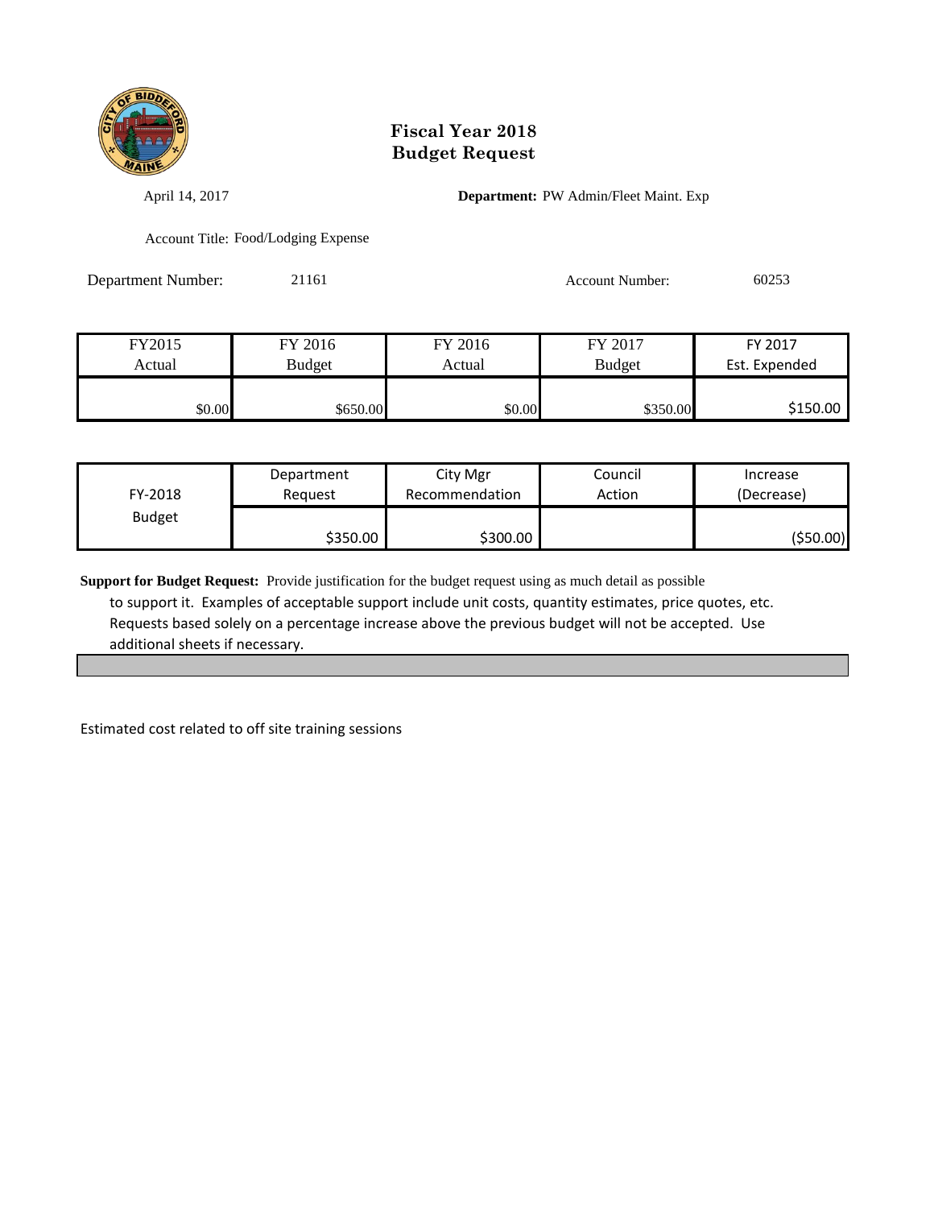# Fiscal Year 2018
# Budget Request

April 14, 2017

**Department:** PW Admin/Fleet Maint. Exp

Account Title: Food/Lodging Expense

Department Number: 21161

Account Number: 60253

| FY2015 Actual | FY 2016 Budget | FY 2016 Actual | FY 2017 Budget | FY 2017 Est. Expended |
|---|---|---|---|---|
| $0.00 | $650.00 | $0.00 | $350.00 | $150.00 |

| FY-2018 Budget | Department Request | City Mgr Recommendation | Council Action | Increase (Decrease) |
|---|---|---|---|---|
| | $350.00 | $300.00 | | ($50.00) |

**Support for Budget Request:** Provide justification for the budget request using as much detail as possible to support it. Examples of acceptable support include unit costs, quantity estimates, price quotes, etc. Requests based solely on a percentage increase above the previous budget will not be accepted. Use additional sheets if necessary.

Estimated cost related to off site training sessions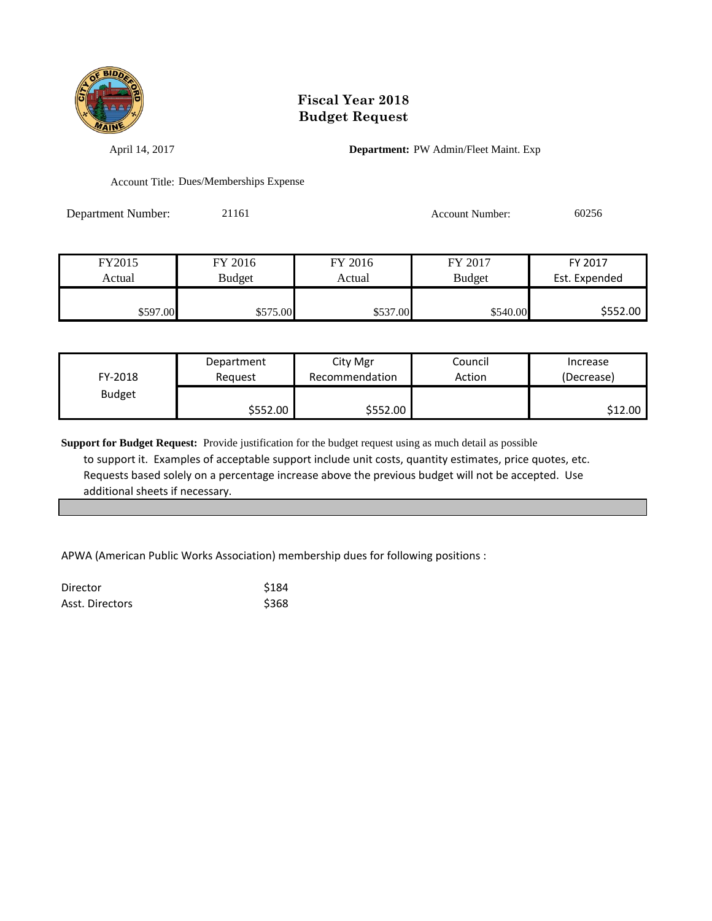# Fiscal Year 2018
# Budget Request

April 14, 2017

**Department:** PW Admin/Fleet Maint. Exp

Account Title: Dues/Memberships Expense

Department Number: 21161

Account Number: 60256

| FY2015 Actual | FY 2016 Budget | FY 2016 Actual | FY 2017 Budget | FY 2017 Est. Expended |
|---|---|---|---|---|
| $597.00 | $575.00 | $537.00 | $540.00 | $552.00 |

| FY-2018 Budget | Department Request | City Mgr Recommendation | Council Action | Increase (Decrease) |
|---|---|---|---|---|
| | $552.00 | $552.00 | | $12.00 |

**Support for Budget Request:** Provide justification for the budget request using as much detail as possible to support it. Examples of acceptable support include unit costs, quantity estimates, price quotes, etc. Requests based solely on a percentage increase above the previous budget will not be accepted. Use additional sheets if necessary.

APWA (American Public Works Association) membership dues for following positions :

| | |
|---|---|
| Director | $184 |
| Asst. Directors | $368 |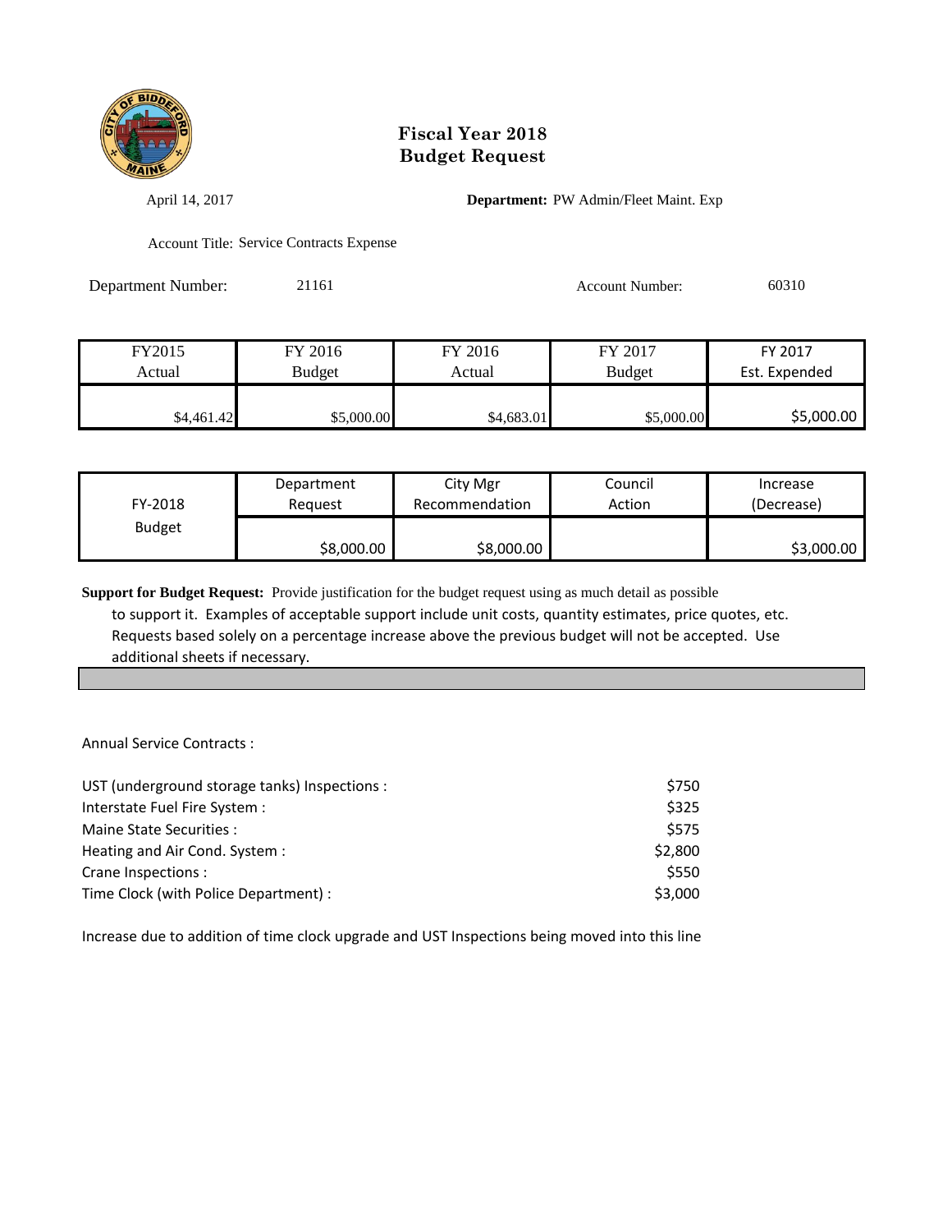# Fiscal Year 2018
# Budget Request

April 14, 2017

**Department:** PW Admin/Fleet Maint. Exp

Account Title: Service Contracts Expense

Department Number: 21161

Account Number: 60310

| FY2015 Actual | FY 2016 Budget | FY 2016 Actual | FY 2017 Budget | FY 2017 Est. Expended |
|---|---|---|---|---|
| $4,461.42 | $5,000.00 | $4,683.01 | $5,000.00 | $5,000.00 |

| FY-2018 Budget | Department Request | City Mgr Recommendation | Council Action | Increase (Decrease) |
|---|---|---|---|---|
| | $8,000.00 | $8,000.00 | | $3,000.00 |

**Support for Budget Request:** Provide justification for the budget request using as much detail as possible to support it. Examples of acceptable support include unit costs, quantity estimates, price quotes, etc. Requests based solely on a percentage increase above the previous budget will not be accepted. Use additional sheets if necessary.

Annual Service Contracts :

| | |
|---|---|
| UST (underground storage tanks) Inspections : | $750 |
| Interstate Fuel Fire System : | $325 |
| Maine State Securities : | $575 |
| Heating and Air Cond. System : | $2,800 |
| Crane Inspections : | $550 |
| Time Clock (with Police Department) : | $3,000 |

Increase due to addition of time clock upgrade and UST Inspections being moved into this line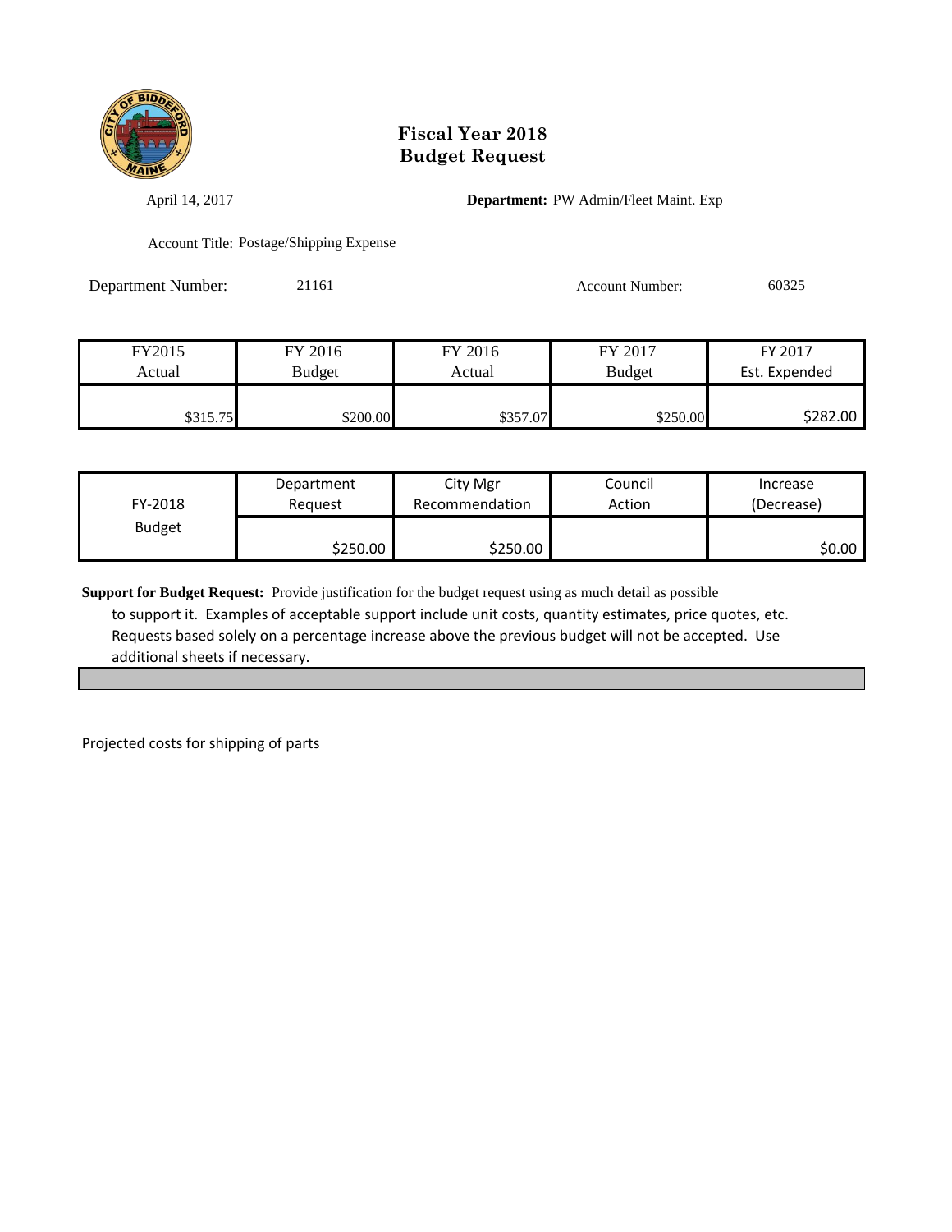# Fiscal Year 2018
# Budget Request

April 14, 2017 **Department:** PW Admin/Fleet Maint. Exp

Account Title: Postage/Shipping Expense

Department Number: 21161 Account Number: 60325

| FY2015 Actual | FY 2016 Budget | FY 2016 Actual | FY 2017 Budget | FY 2017 Est. Expended |
|---|---|---|---|---|
| $315.75 | $200.00 | $357.07 | $250.00 | $282.00 |

| FY-2018 Budget | Department Request | City Mgr Recommendation | Council Action | Increase (Decrease) |
|---|---|---|---|---|
| | $250.00 | $250.00 | | $0.00 |

**Support for Budget Request:** Provide justification for the budget request using as much detail as possible to support it. Examples of acceptable support include unit costs, quantity estimates, price quotes, etc. Requests based solely on a percentage increase above the previous budget will not be accepted. Use additional sheets if necessary.

Projected costs for shipping of parts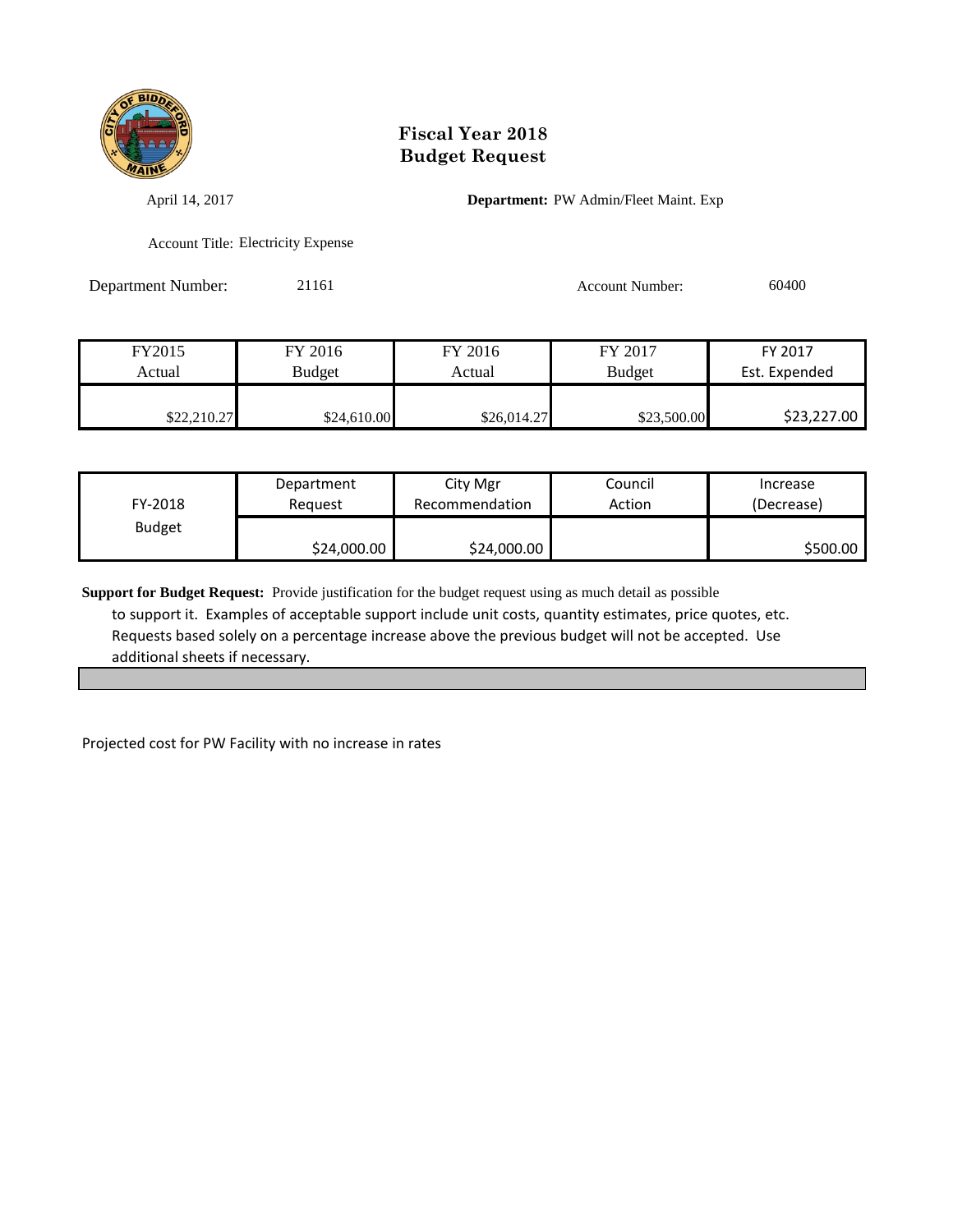# Fiscal Year 2018
# Budget Request

April 14, 2017

**Department:** PW Admin/Fleet Maint. Exp

Account Title: Electricity Expense

Department Number: 21161

Account Number: 60400

| FY2015 Actual | FY 2016 Budget | FY 2016 Actual | FY 2017 Budget | FY 2017 Est. Expended |
|---|---|---|---|---|
| $22,210.27 | $24,610.00 | $26,014.27 | $23,500.00 | $23,227.00 |

| FY-2018 Budget | Department Request | City Mgr Recommendation | Council Action | Increase (Decrease) |
|---|---|---|---|---|
| | $24,000.00 | $24,000.00 | | $500.00 |

**Support for Budget Request:** Provide justification for the budget request using as much detail as possible to support it. Examples of acceptable support include unit costs, quantity estimates, price quotes, etc. Requests based solely on a percentage increase above the previous budget will not be accepted. Use additional sheets if necessary.

Projected cost for PW Facility with no increase in rates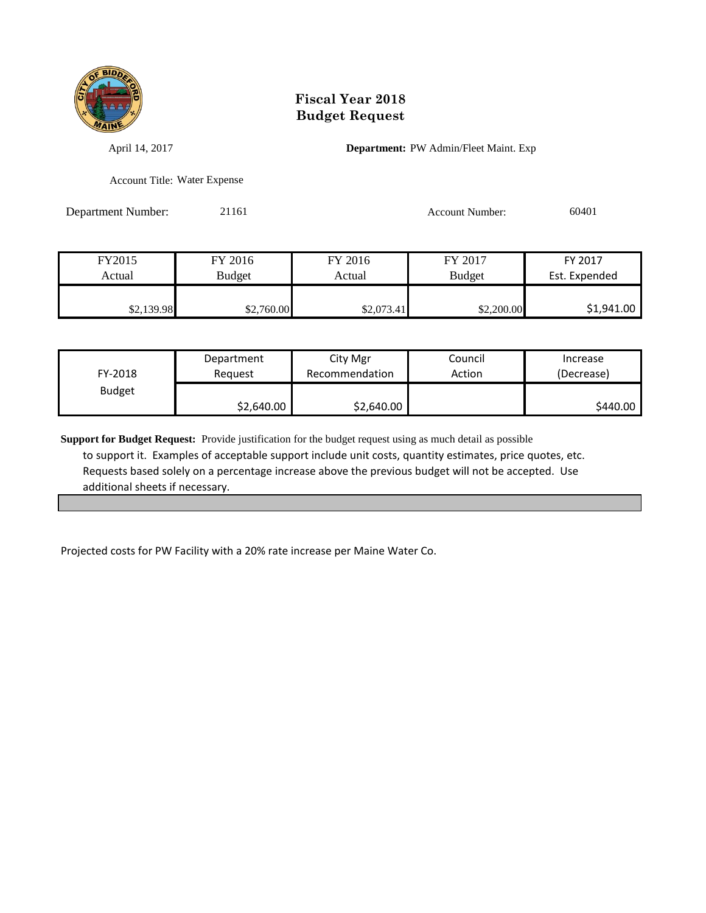# Fiscal Year 2018
# Budget Request

April 14, 2017

**Department:** PW Admin/Fleet Maint. Exp

Account Title: Water Expense

Department Number: 21161

Account Number: 60401

| FY2015 Actual | FY 2016 Budget | FY 2016 Actual | FY 2017 Budget | FY 2017 Est. Expended |
|---|---|---|---|---|
| $2,139.98 | $2,760.00 | $2,073.41 | $2,200.00 | $1,941.00 |

| FY-2018 Budget | Department Request | City Mgr Recommendation | Council Action | Increase (Decrease) |
|---|---|---|---|---|
| | $2,640.00 | $2,640.00 | | $440.00 |

**Support for Budget Request:** Provide justification for the budget request using as much detail as possible to support it. Examples of acceptable support include unit costs, quantity estimates, price quotes, etc. Requests based solely on a percentage increase above the previous budget will not be accepted. Use additional sheets if necessary.

Projected costs for PW Facility with a 20% rate increase per Maine Water Co.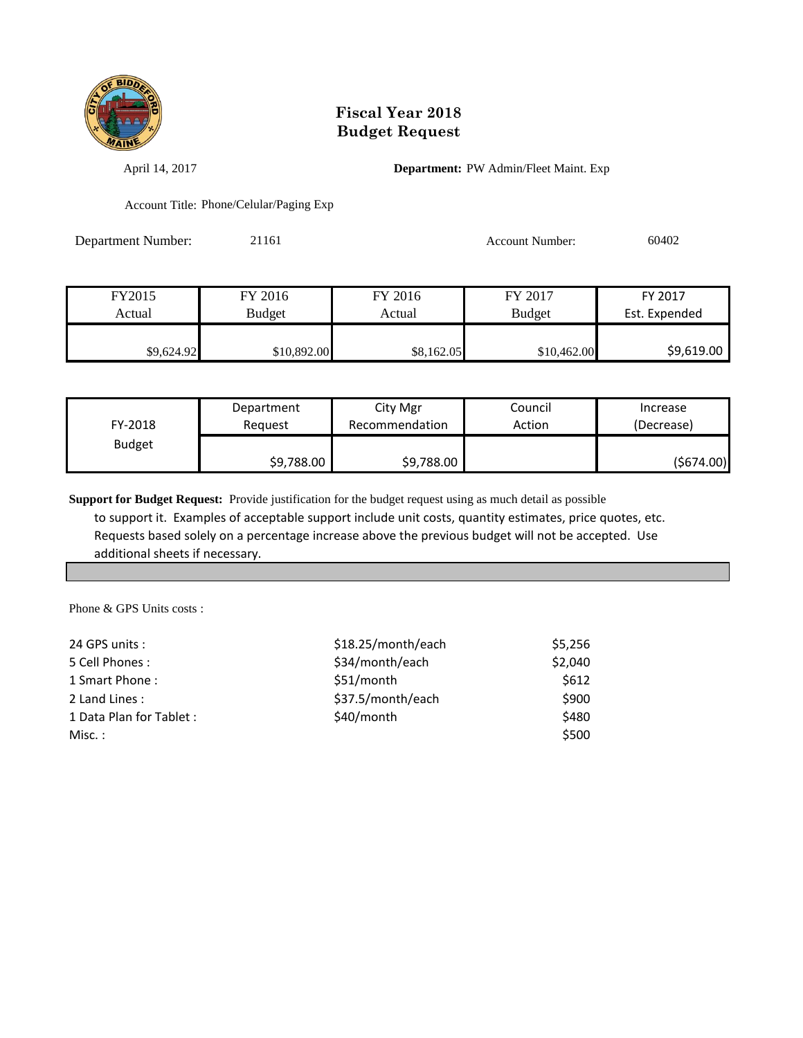# Fiscal Year 2018
# Budget Request

April 14, 2017

**Department:** PW Admin/Fleet Maint. Exp

Account Title: Phone/Celular/Paging Exp

Department Number: 21161

Account Number: 60402

| FY2015 Actual | FY 2016 Budget | FY 2016 Actual | FY 2017 Budget | FY 2017 Est. Expended |
|---|---|---|---|---|
| $9,624.92 | $10,892.00 | $8,162.05 | $10,462.00 | $9,619.00 |

| FY-2018 Budget | Department Request | City Mgr Recommendation | Council Action | Increase (Decrease) |
|---|---|---|---|---|
| | $9,788.00 | $9,788.00 | | ($674.00) |

**Support for Budget Request:** Provide justification for the budget request using as much detail as possible to support it. Examples of acceptable support include unit costs, quantity estimates, price quotes, etc. Requests based solely on a percentage increase above the previous budget will not be accepted. Use additional sheets if necessary.

Phone & GPS Units costs :

| | | |
|---|---|---|
| 24 GPS units : | $18.25/month/each | $5,256 |
| 5 Cell Phones : | $34/month/each | $2,040 |
| 1 Smart Phone : | $51/month | $612 |
| 2 Land Lines : | $37.5/month/each | $900 |
| 1 Data Plan for Tablet : | $40/month | $480 |
| Misc. : | | $500 |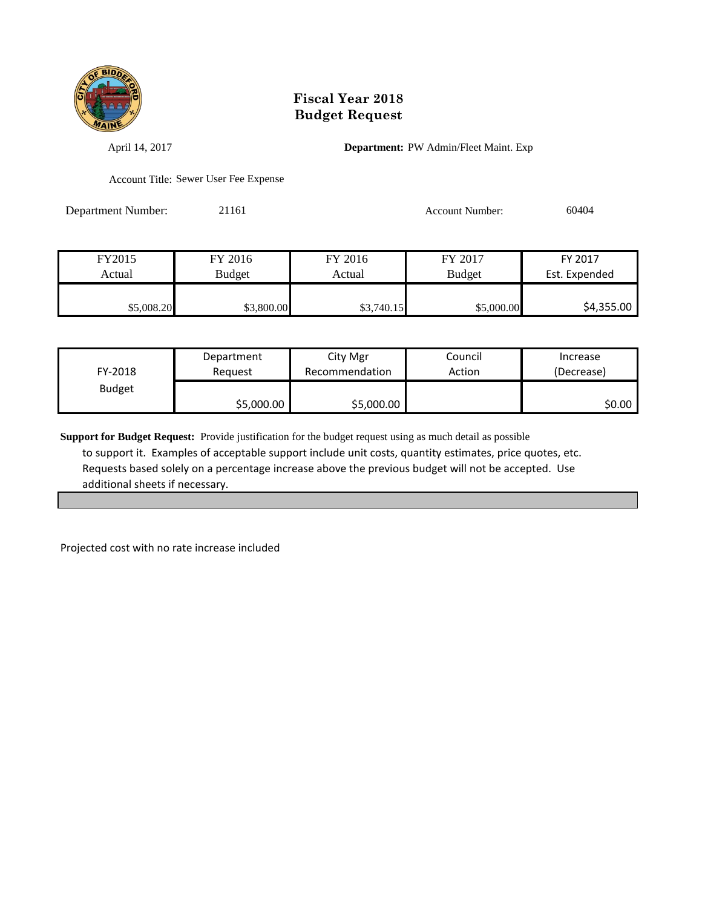# Fiscal Year 2018
# Budget Request

April 14, 2017

**Department:** PW Admin/Fleet Maint. Exp

Account Title: Sewer User Fee Expense

Department Number: 21161

Account Number: 60404

| FY2015 Actual | FY 2016 Budget | FY 2016 Actual | FY 2017 Budget | FY 2017 Est. Expended |
|---|---|---|---|---|
| $5,008.20 | $3,800.00 | $3,740.15 | $5,000.00 | $4,355.00 |

| FY-2018 Budget | Department Request | City Mgr Recommendation | Council Action | Increase (Decrease) |
|---|---|---|---|---|
| | $5,000.00 | $5,000.00 | | $0.00 |

**Support for Budget Request:** Provide justification for the budget request using as much detail as possible to support it. Examples of acceptable support include unit costs, quantity estimates, price quotes, etc. Requests based solely on a percentage increase above the previous budget will not be accepted. Use additional sheets if necessary.

Projected cost with no rate increase included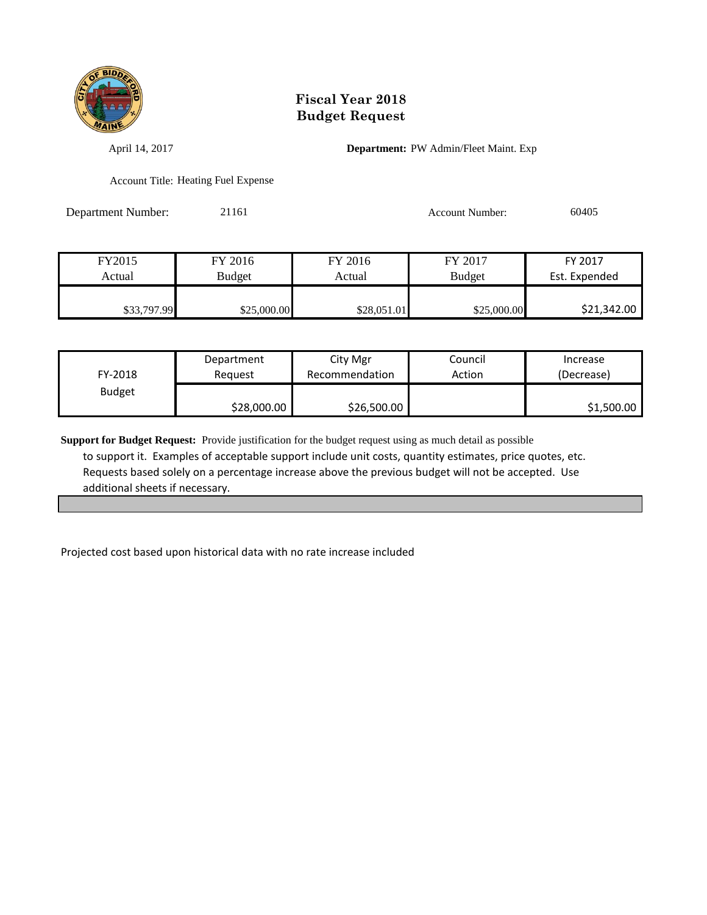# Fiscal Year 2018
# Budget Request

April 14, 2017

**Department:** PW Admin/Fleet Maint. Exp

Account Title: Heating Fuel Expense

Department Number: 21161

Account Number: 60405

| FY2015 Actual | FY 2016 Budget | FY 2016 Actual | FY 2017 Budget | FY 2017 Est. Expended |
|---|---|---|---|---|
| $33,797.99 | $25,000.00 | $28,051.01 | $25,000.00 | $21,342.00 |

| FY-2018 Budget | Department Request | City Mgr Recommendation | Council Action | Increase (Decrease) |
|---|---|---|---|---|
| | $28,000.00 | $26,500.00 | | $1,500.00 |

**Support for Budget Request:** Provide justification for the budget request using as much detail as possible to support it. Examples of acceptable support include unit costs, quantity estimates, price quotes, etc. Requests based solely on a percentage increase above the previous budget will not be accepted. Use additional sheets if necessary.

Projected cost based upon historical data with no rate increase included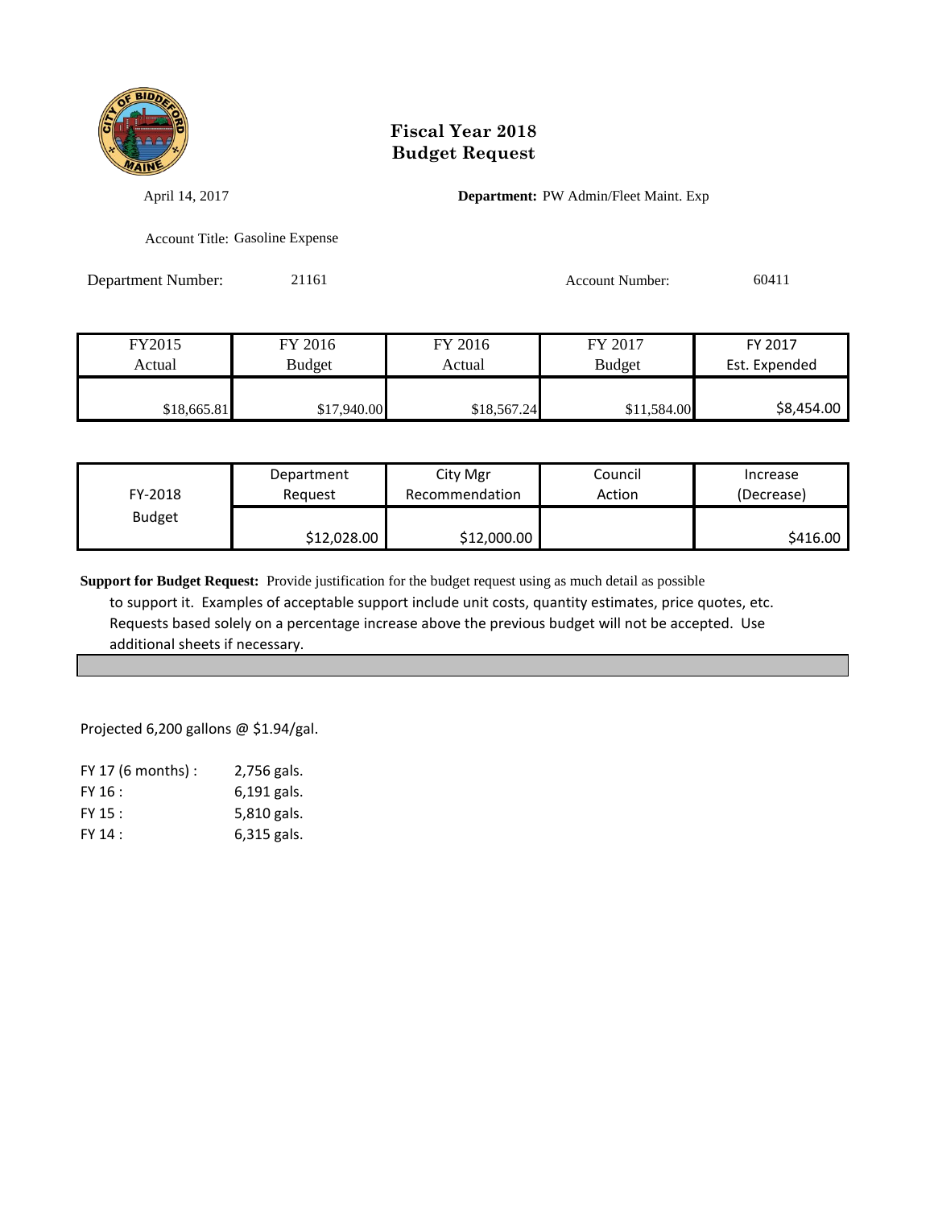# Fiscal Year 2018
# Budget Request

April 14, 2017

**Department:** PW Admin/Fleet Maint. Exp

Account Title: Gasoline Expense

Department Number: 21161

Account Number: 60411

| FY2015 Actual | FY 2016 Budget | FY 2016 Actual | FY 2017 Budget | FY 2017 Est. Expended |
|---|---|---|---|---|
| $18,665.81 | $17,940.00 | $18,567.24 | $11,584.00 | $8,454.00 |

| FY-2018 Budget | Department Request | City Mgr Recommendation | Council Action | Increase (Decrease) |
|---|---|---|---|---|
| | $12,028.00 | $12,000.00 | | $416.00 |

**Support for Budget Request:** Provide justification for the budget request using as much detail as possible to support it. Examples of acceptable support include unit costs, quantity estimates, price quotes, etc. Requests based solely on a percentage increase above the previous budget will not be accepted. Use additional sheets if necessary.

Projected 6,200 gallons @ $1.94/gal.

| | |
|---|---|
| FY 17 (6 months) : | 2,756 gals. |
| FY 16 : | 6,191 gals. |
| FY 15 : | 5,810 gals. |
| FY 14 : | 6,315 gals. |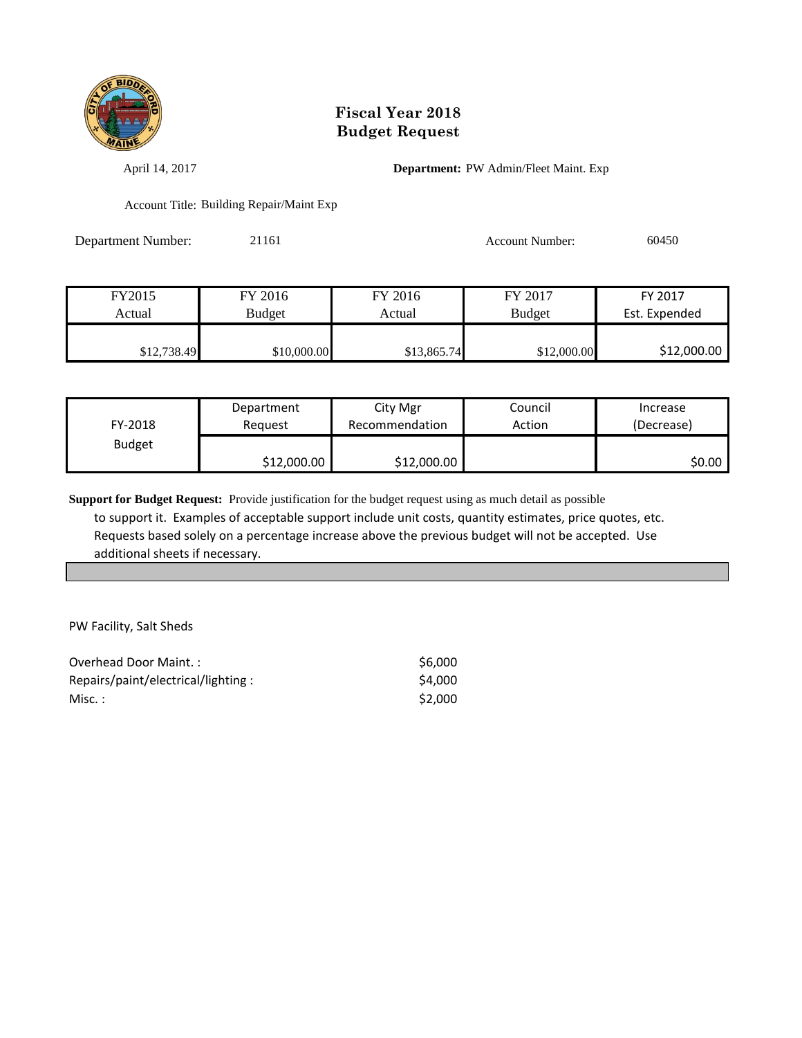# Fiscal Year 2018
# Budget Request

April 14, 2017

**Department:** PW Admin/Fleet Maint. Exp

Account Title: Building Repair/Maint Exp

Department Number: 21161

Account Number: 60450

| FY2015 Actual | FY 2016 Budget | FY 2016 Actual | FY 2017 Budget | FY 2017 Est. Expended |
|---|---|---|---|---|
| $12,738.49 | $10,000.00 | $13,865.74 | $12,000.00 | $12,000.00 |

| FY-2018 Budget | Department Request | City Mgr Recommendation | Council Action | Increase (Decrease) |
|---|---|---|---|---|
| | $12,000.00 | $12,000.00 | | $0.00 |

**Support for Budget Request:** Provide justification for the budget request using as much detail as possible to support it. Examples of acceptable support include unit costs, quantity estimates, price quotes, etc. Requests based solely on a percentage increase above the previous budget will not be accepted. Use additional sheets if necessary.

PW Facility, Salt Sheds

| | |
|---|---|
| Overhead Door Maint. : | $6,000 |
| Repairs/paint/electrical/lighting : | $4,000 |
| Misc. : | $2,000 |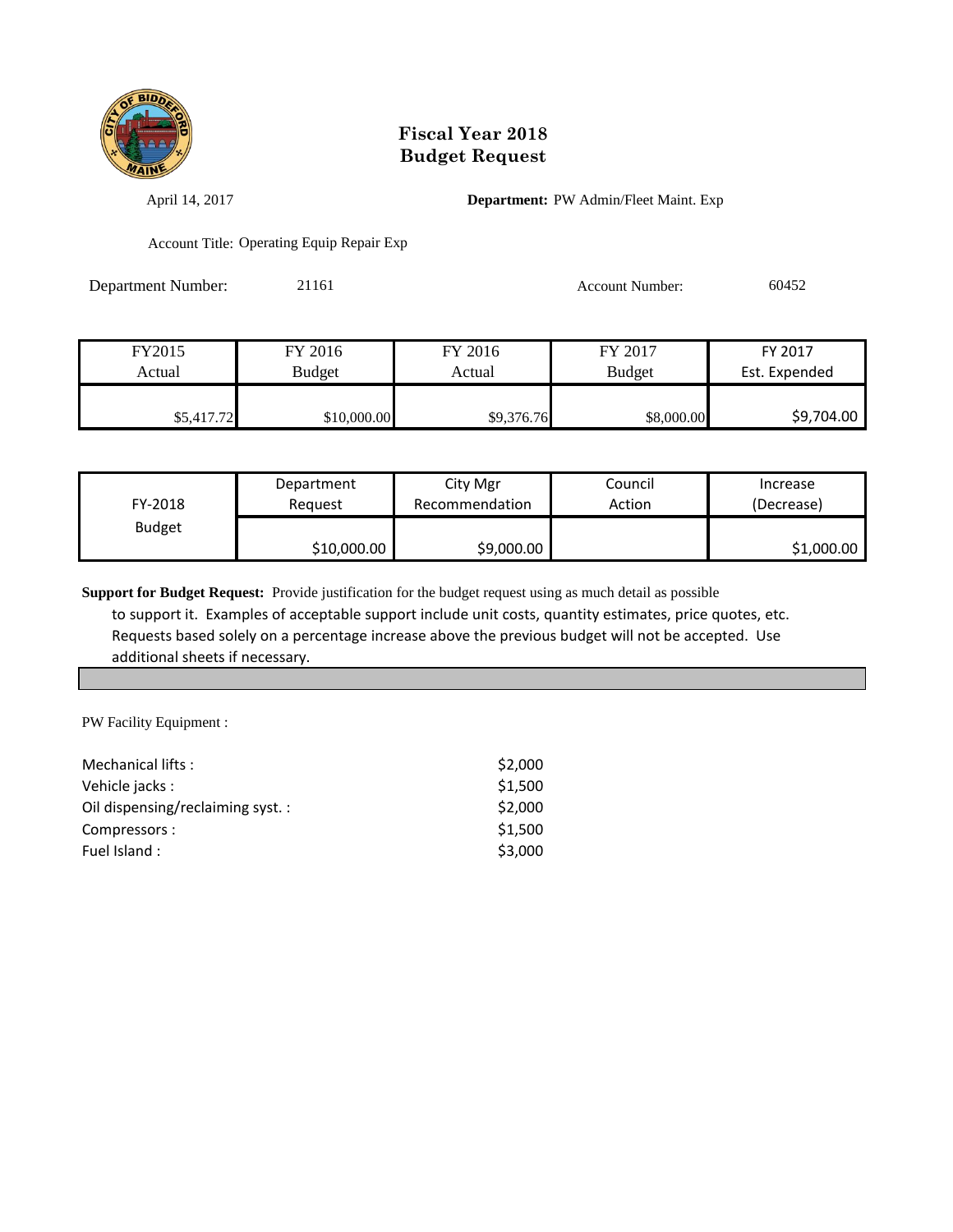# Fiscal Year 2018
# Budget Request

April 14, 2017

**Department:** PW Admin/Fleet Maint. Exp

Account Title: Operating Equip Repair Exp

Department Number: 21161

Account Number: 60452

| FY2015 Actual | FY 2016 Budget | FY 2016 Actual | FY 2017 Budget | FY 2017 Est. Expended |
|---|---|---|---|---|
| $5,417.72 | $10,000.00 | $9,376.76 | $8,000.00 | $9,704.00 |

| FY-2018 Budget | Department Request | City Mgr Recommendation | Council Action | Increase (Decrease) |
|---|---|---|---|---|
| | $10,000.00 | $9,000.00 | | $1,000.00 |

**Support for Budget Request:** Provide justification for the budget request using as much detail as possible to support it. Examples of acceptable support include unit costs, quantity estimates, price quotes, etc. Requests based solely on a percentage increase above the previous budget will not be accepted. Use additional sheets if necessary.

PW Facility Equipment :

| | |
|---|---|
| Mechanical lifts : | $2,000 |
| Vehicle jacks : | $1,500 |
| Oil dispensing/reclaiming syst. : | $2,000 |
| Compressors : | $1,500 |
| Fuel Island : | $3,000 |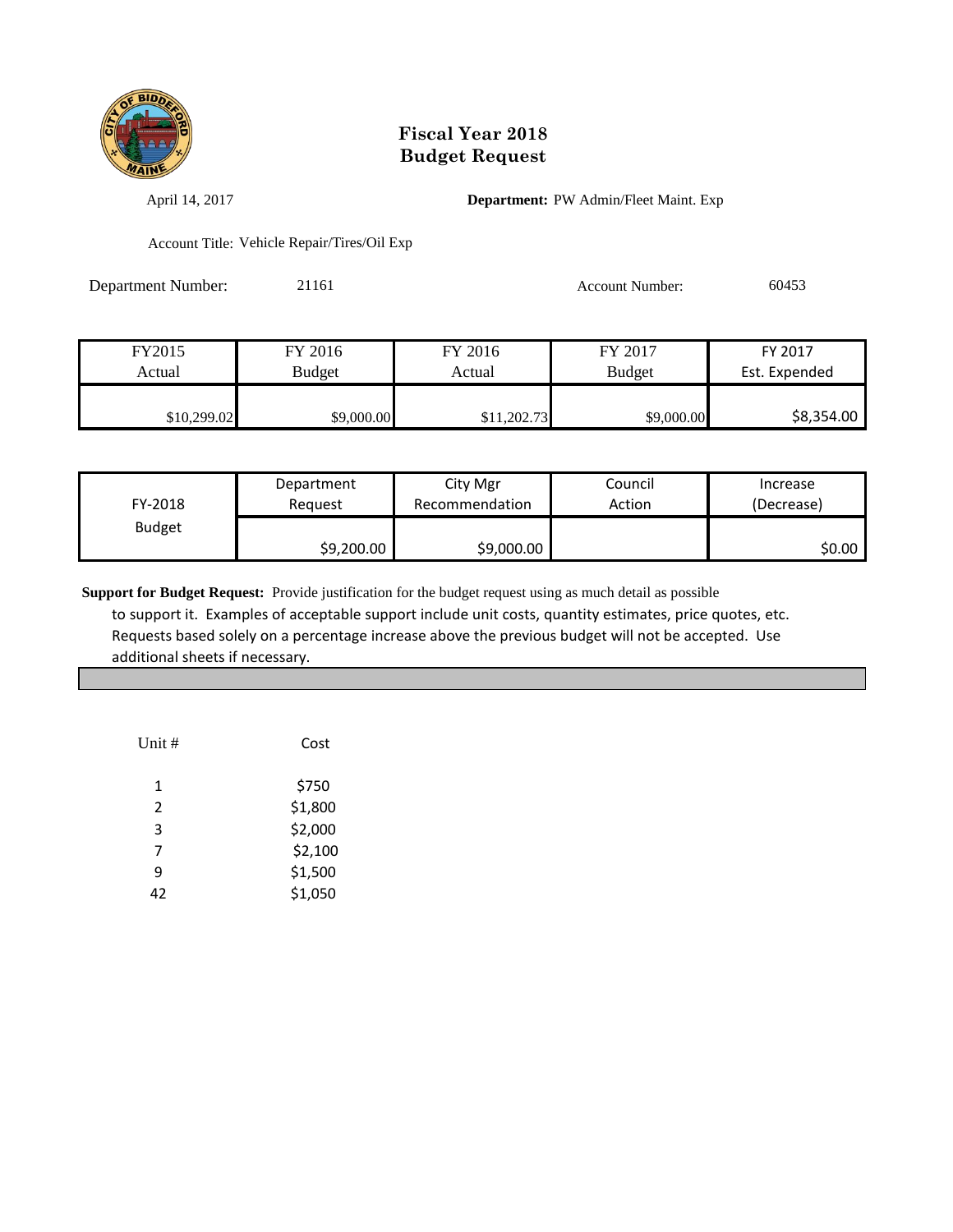# Fiscal Year 2018
# Budget Request

April 14, 2017

**Department:** PW Admin/Fleet Maint. Exp

Account Title: Vehicle Repair/Tires/Oil Exp

Department Number: 21161

Account Number: 60453

| FY2015 Actual | FY 2016 Budget | FY 2016 Actual | FY 2017 Budget | FY 2017 Est. Expended |
|---|---|---|---|---|
| $10,299.02 | $9,000.00 | $11,202.73 | $9,000.00 | $8,354.00 |

| FY-2018 Budget | Department Request | City Mgr Recommendation | Council Action | Increase (Decrease) |
|---|---|---|---|---|
| | $9,200.00 | $9,000.00 | | $0.00 |

**Support for Budget Request:** Provide justification for the budget request using as much detail as possible to support it. Examples of acceptable support include unit costs, quantity estimates, price quotes, etc. Requests based solely on a percentage increase above the previous budget will not be accepted. Use additional sheets if necessary.

| Unit # | Cost |
|---|---|
| 1 | $750 |
| 2 | $1,800 |
| 3 | $2,000 |
| 7 | $2,100 |
| 9 | $1,500 |
| 42 | $1,050 |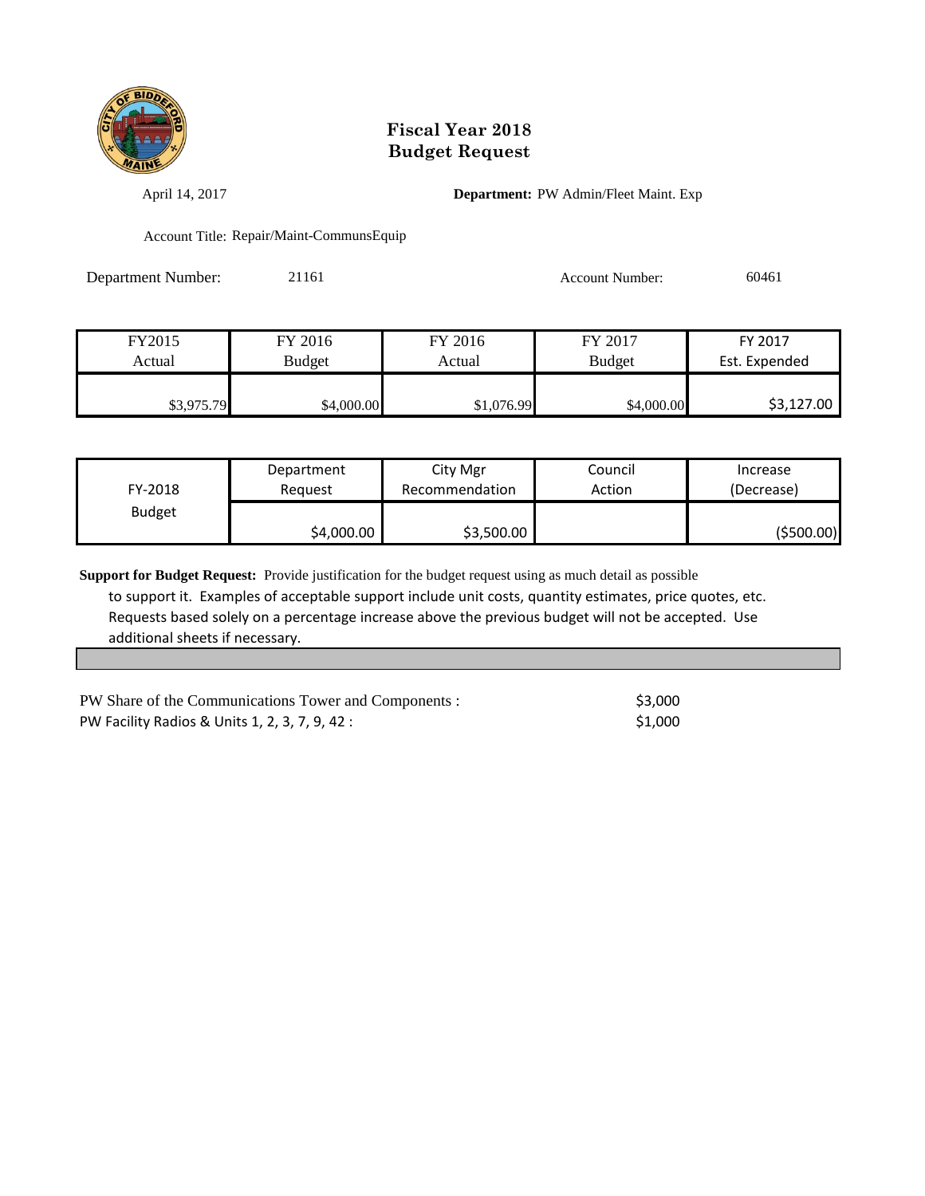# Fiscal Year 2018
# Budget Request

April 14, 2017

**Department:** PW Admin/Fleet Maint. Exp

Account Title: Repair/Maint-CommunsEquip

Department Number: 21161

Account Number: 60461

| FY2015 Actual | FY 2016 Budget | FY 2016 Actual | FY 2017 Budget | FY 2017 Est. Expended |
|---|---|---|---|---|
| $3,975.79 | $4,000.00 | $1,076.99 | $4,000.00 | $3,127.00 |

| FY-2018 Budget | Department Request | City Mgr Recommendation | Council Action | Increase (Decrease) |
|---|---|---|---|---|
| | $4,000.00 | $3,500.00 | | ($500.00) |

**Support for Budget Request:** Provide justification for the budget request using as much detail as possible to support it. Examples of acceptable support include unit costs, quantity estimates, price quotes, etc. Requests based solely on a percentage increase above the previous budget will not be accepted. Use additional sheets if necessary.

| | |
|---|---|
| PW Share of the Communications Tower and Components : | $3,000 |
| PW Facility Radios & Units 1, 2, 3, 7, 9, 42 : | $1,000 |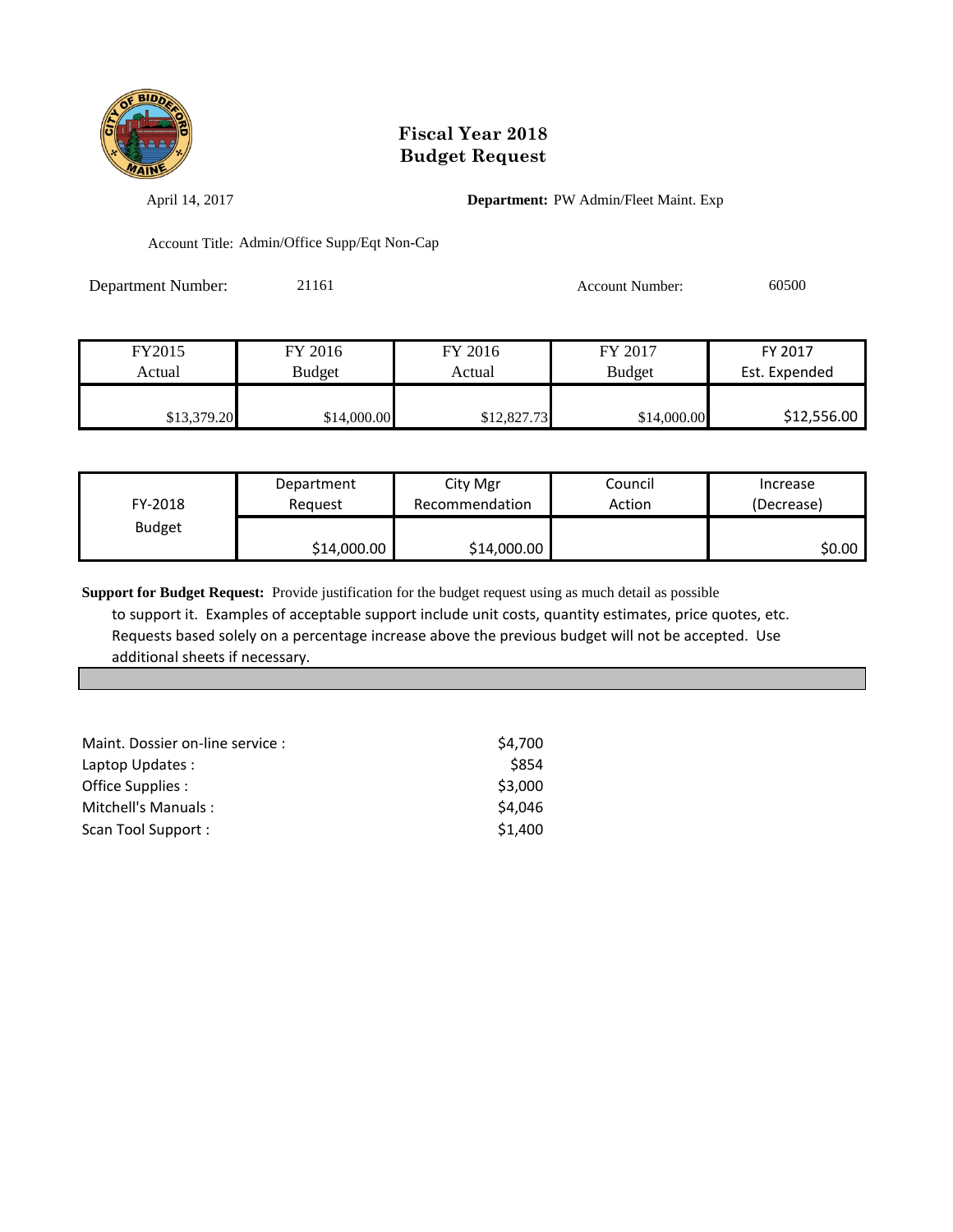# Fiscal Year 2018
# Budget Request

April 14, 2017

**Department:** PW Admin/Fleet Maint. Exp

Account Title: Admin/Office Supp/Eqt Non-Cap

Department Number: 21161

Account Number: 60500

| FY2015 Actual | FY 2016 Budget | FY 2016 Actual | FY 2017 Budget | FY 2017 Est. Expended |
|---|---|---|---|---|
| $13,379.20 | $14,000.00 | $12,827.73 | $14,000.00 | $12,556.00 |

| FY-2018 Budget | Department Request | City Mgr Recommendation | Council Action | Increase (Decrease) |
|---|---|---|---|---|
| | $14,000.00 | $14,000.00 | | $0.00 |

**Support for Budget Request:** Provide justification for the budget request using as much detail as possible to support it. Examples of acceptable support include unit costs, quantity estimates, price quotes, etc. Requests based solely on a percentage increase above the previous budget will not be accepted. Use additional sheets if necessary.

| | |
|---|---|
| Maint. Dossier on-line service : | $4,700 |
| Laptop Updates : | $854 |
| Office Supplies : | $3,000 |
| Mitchell's Manuals : | $4,046 |
| Scan Tool Support : | $1,400 |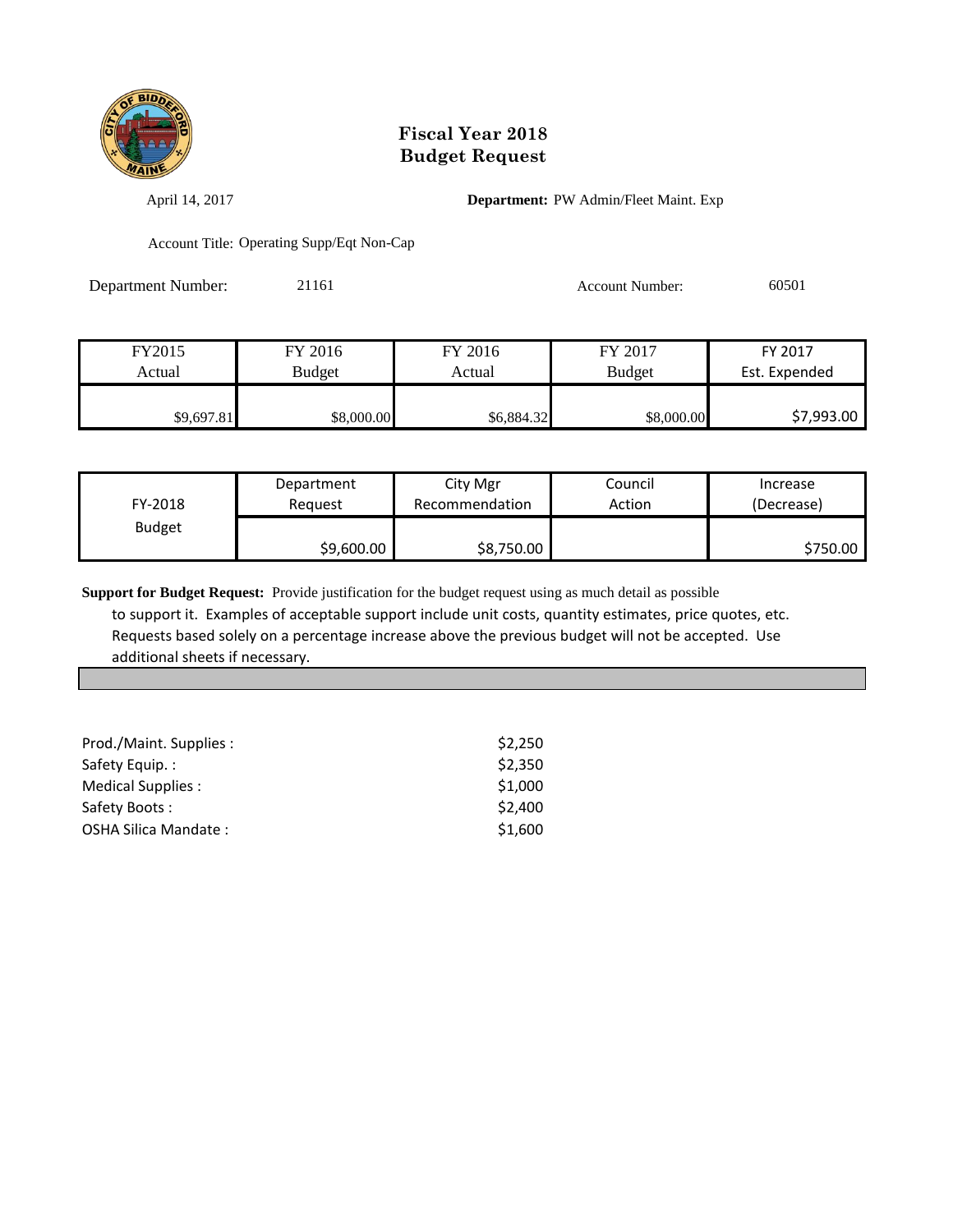# Fiscal Year 2018
# Budget Request

April 14, 2017

**Department:** PW Admin/Fleet Maint. Exp

Account Title: Operating Supp/Eqt Non-Cap

Department Number: 21161

Account Number: 60501

| FY2015 Actual | FY 2016 Budget | FY 2016 Actual | FY 2017 Budget | FY 2017 Est. Expended |
|---|---|---|---|---|
| $9,697.81 | $8,000.00 | $6,884.32 | $8,000.00 | $7,993.00 |

| FY-2018 Budget | Department Request | City Mgr Recommendation | Council Action | Increase (Decrease) |
|---|---|---|---|---|
| | $9,600.00 | $8,750.00 | | $750.00 |

**Support for Budget Request:** Provide justification for the budget request using as much detail as possible to support it. Examples of acceptable support include unit costs, quantity estimates, price quotes, etc. Requests based solely on a percentage increase above the previous budget will not be accepted. Use additional sheets if necessary.

| | |
|---|---|
| Prod./Maint. Supplies : | $2,250 |
| Safety Equip. : | $2,350 |
| Medical Supplies : | $1,000 |
| Safety Boots : | $2,400 |
| OSHA Silica Mandate : | $1,600 |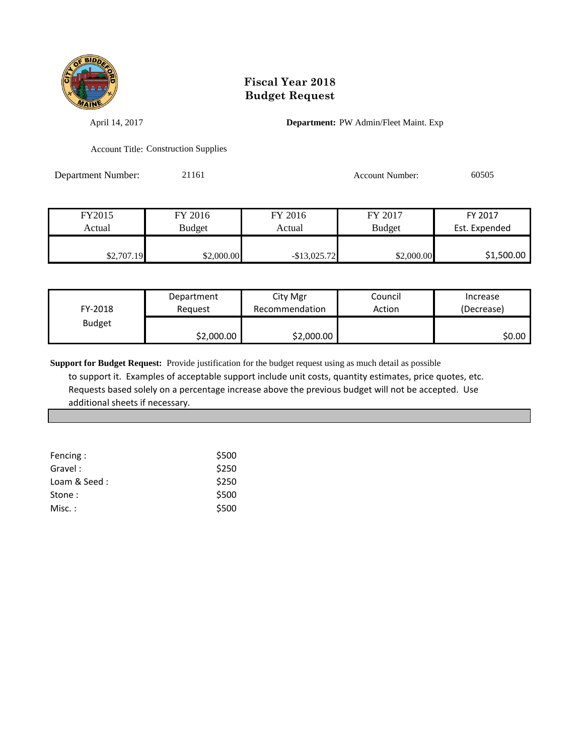# Fiscal Year 2018
# Budget Request

April 14, 2017

**Department:** PW Admin/Fleet Maint. Exp

Account Title: Construction Supplies

Department Number: 21161

Account Number: 60505

| FY2015 Actual | FY 2016 Budget | FY 2016 Actual | FY 2017 Budget | FY 2017 Est. Expended |
|---|---|---|---|---|
| $2,707.19 | $2,000.00 | -$13,025.72 | $2,000.00 | $1,500.00 |

| FY-2018 Budget | Department Request | City Mgr Recommendation | Council Action | Increase (Decrease) |
|---|---|---|---|---|
| | $2,000.00 | $2,000.00 | | $0.00 |

**Support for Budget Request:** Provide justification for the budget request using as much detail as possible to support it. Examples of acceptable support include unit costs, quantity estimates, price quotes, etc. Requests based solely on a percentage increase above the previous budget will not be accepted. Use additional sheets if necessary.

| | |
|---|---|
| Fencing : | $500 |
| Gravel : | $250 |
| Loam & Seed : | $250 |
| Stone : | $500 |
| Misc. : | $500 |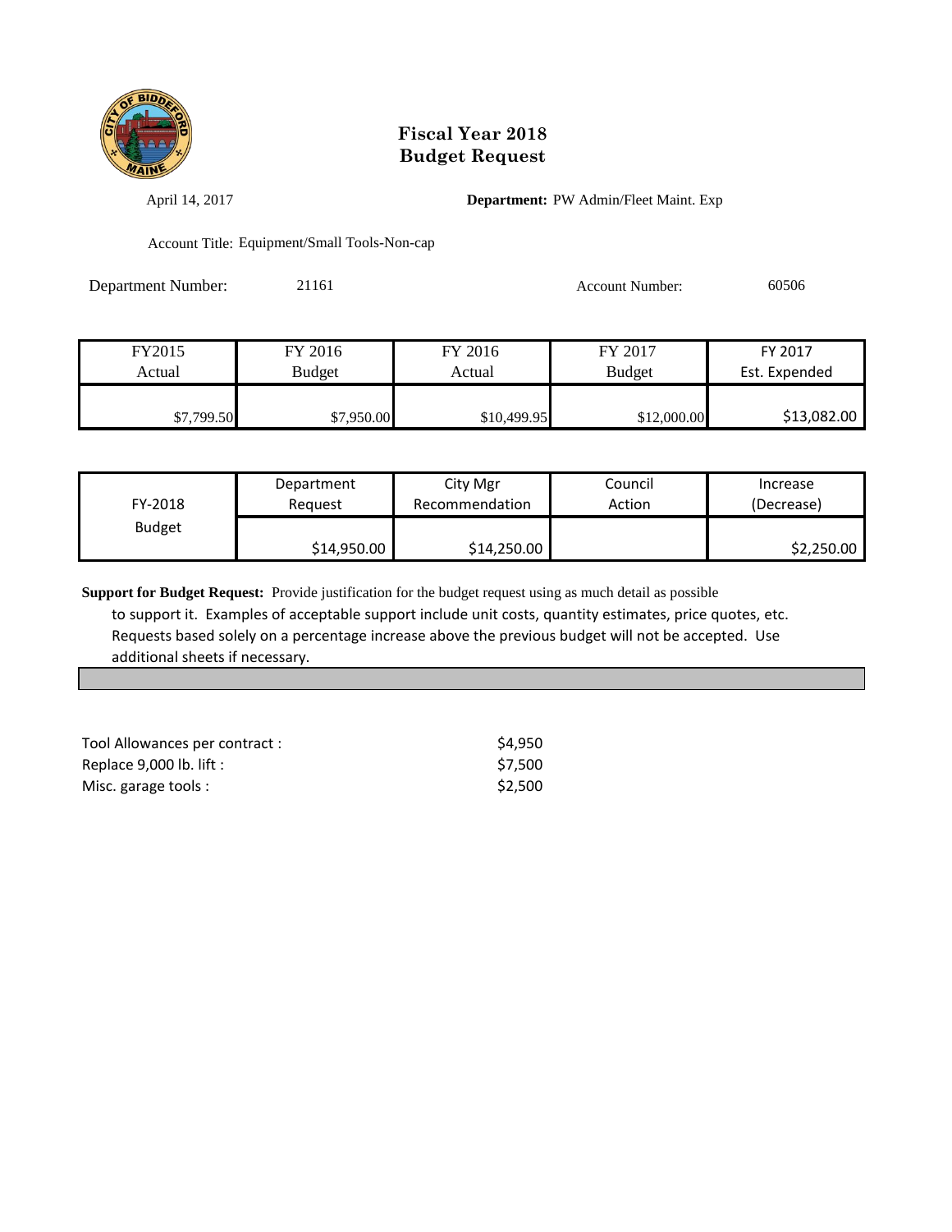# Fiscal Year 2018
# Budget Request

April 14, 2017

**Department:** PW Admin/Fleet Maint. Exp

Account Title: Equipment/Small Tools-Non-cap

Department Number: 21161

Account Number: 60506

| FY2015 Actual | FY 2016 Budget | FY 2016 Actual | FY 2017 Budget | FY 2017 Est. Expended |
|---|---|---|---|---|
| $7,799.50 | $7,950.00 | $10,499.95 | $12,000.00 | $13,082.00 |

| FY-2018 Budget | Department Request | City Mgr Recommendation | Council Action | Increase (Decrease) |
|---|---|---|---|---|
| | $14,950.00 | $14,250.00 | | $2,250.00 |

**Support for Budget Request:** Provide justification for the budget request using as much detail as possible to support it. Examples of acceptable support include unit costs, quantity estimates, price quotes, etc. Requests based solely on a percentage increase above the previous budget will not be accepted. Use additional sheets if necessary.

| | |
|---|---|
| Tool Allowances per contract : | $4,950 |
| Replace 9,000 lb. lift : | $7,500 |
| Misc. garage tools : | $2,500 |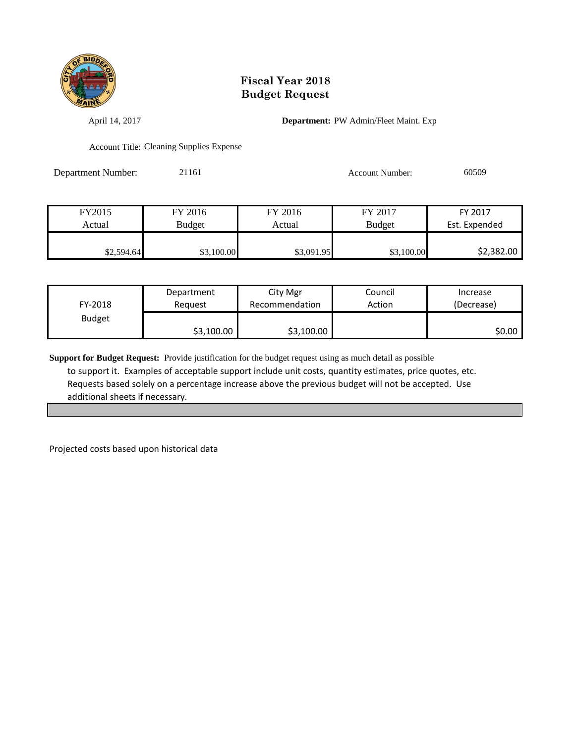# Fiscal Year 2018
# Budget Request

April 14, 2017

**Department:** PW Admin/Fleet Maint. Exp

Account Title: Cleaning Supplies Expense

Department Number: 21161

Account Number: 60509

| FY2015 Actual | FY 2016 Budget | FY 2016 Actual | FY 2017 Budget | FY 2017 Est. Expended |
|---|---|---|---|---|
| $2,594.64 | $3,100.00 | $3,091.95 | $3,100.00 | $2,382.00 |

| FY-2018 Budget | Department Request | City Mgr Recommendation | Council Action | Increase (Decrease) |
|---|---|---|---|---|
| | $3,100.00 | $3,100.00 | | $0.00 |

**Support for Budget Request:** Provide justification for the budget request using as much detail as possible to support it. Examples of acceptable support include unit costs, quantity estimates, price quotes, etc. Requests based solely on a percentage increase above the previous budget will not be accepted. Use additional sheets if necessary.

Projected costs based upon historical data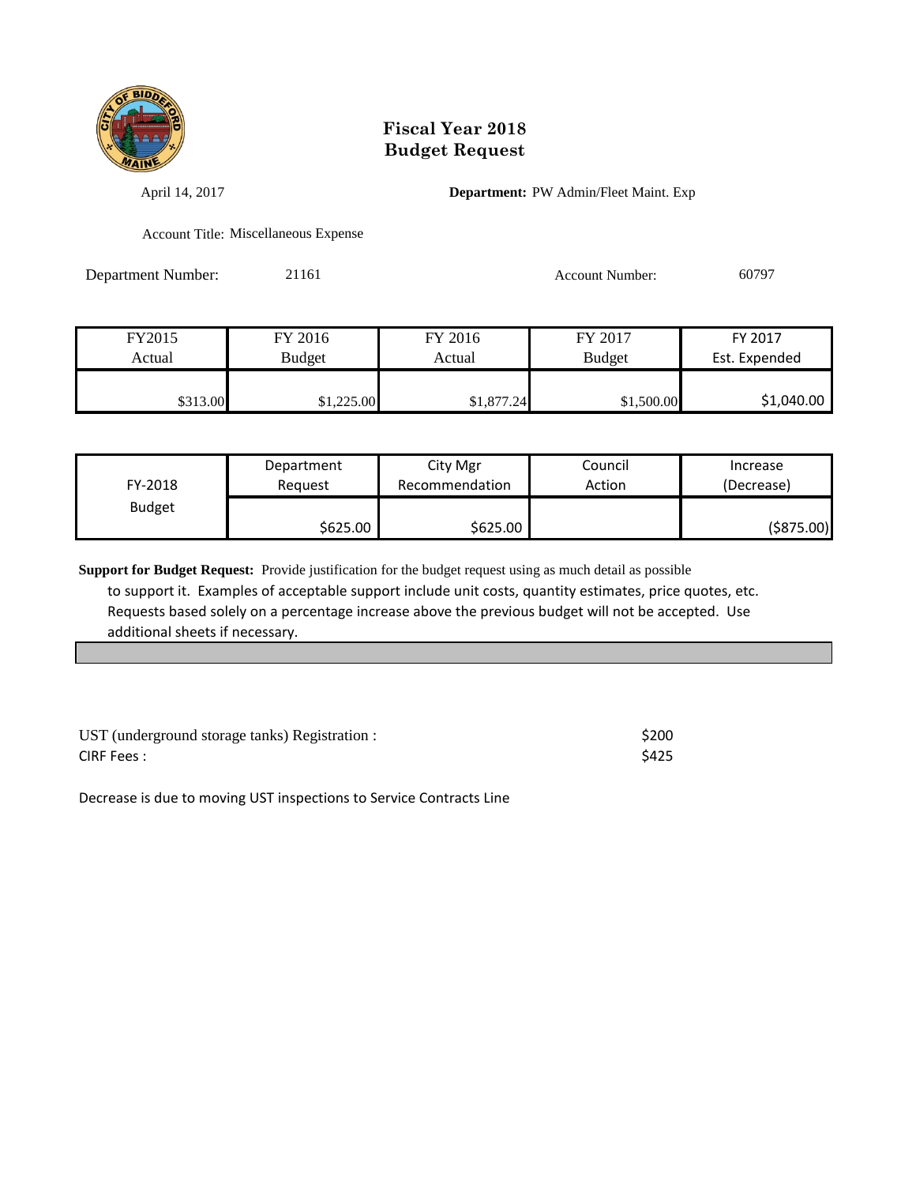# Fiscal Year 2018
# Budget Request

April 14, 2017 **Department:** PW Admin/Fleet Maint. Exp

Account Title: Miscellaneous Expense

Department Number: 21161 Account Number: 60797

| FY2015 Actual | FY 2016 Budget | FY 2016 Actual | FY 2017 Budget | FY 2017 Est. Expended |
|---|---|---|---|---|
| $313.00 | $1,225.00 | $1,877.24 | $1,500.00 | $1,040.00 |

| FY-2018 Budget | Department Request | City Mgr Recommendation | Council Action | Increase (Decrease) |
|---|---|---|---|---|
| | $625.00 | $625.00 | | ($875.00) |

**Support for Budget Request:** Provide justification for the budget request using as much detail as possible to support it. Examples of acceptable support include unit costs, quantity estimates, price quotes, etc. Requests based solely on a percentage increase above the previous budget will not be accepted. Use additional sheets if necessary.

| | |
|---|---|
| UST (underground storage tanks) Registration : | $200 |
| CIRF Fees : | $425 |

Decrease is due to moving UST inspections to Service Contracts Line